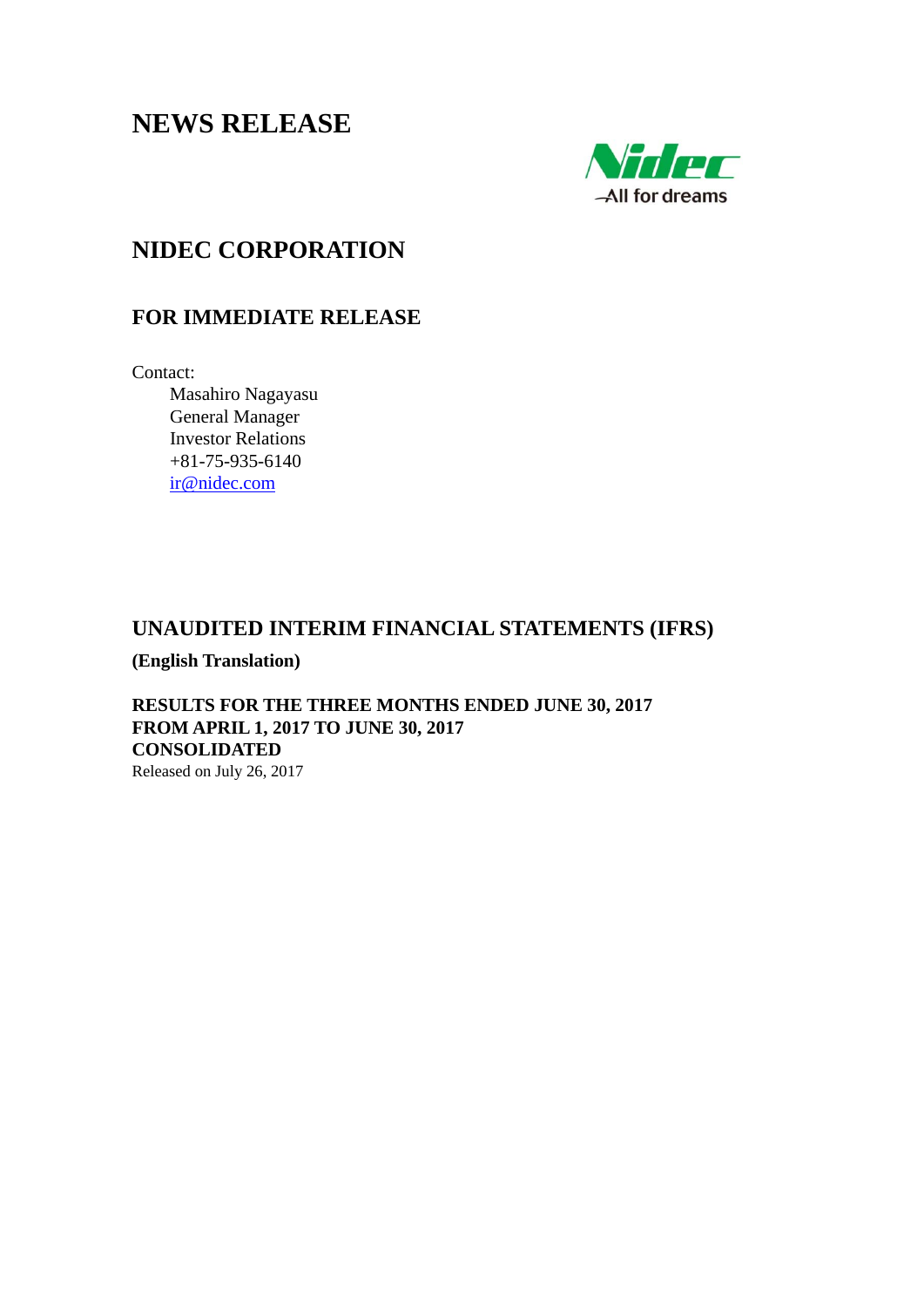# NEWS RELEASE

Nidec
All for dreams

## NIDEC CORPORATION

### FOR IMMEDIATE RELEASE

Contact:

Masahiro Nagayasu
General Manager
Investor Relations
+81-75-935-6140
ir@nidec.com

## UNAUDITED INTERIM FINANCIAL STATEMENTS (IFRS)

**(English Translation)**

**RESULTS FOR THE THREE MONTHS ENDED JUNE 30, 2017**
**FROM APRIL 1, 2017 TO JUNE 30, 2017**
**CONSOLIDATED**
Released on July 26, 2017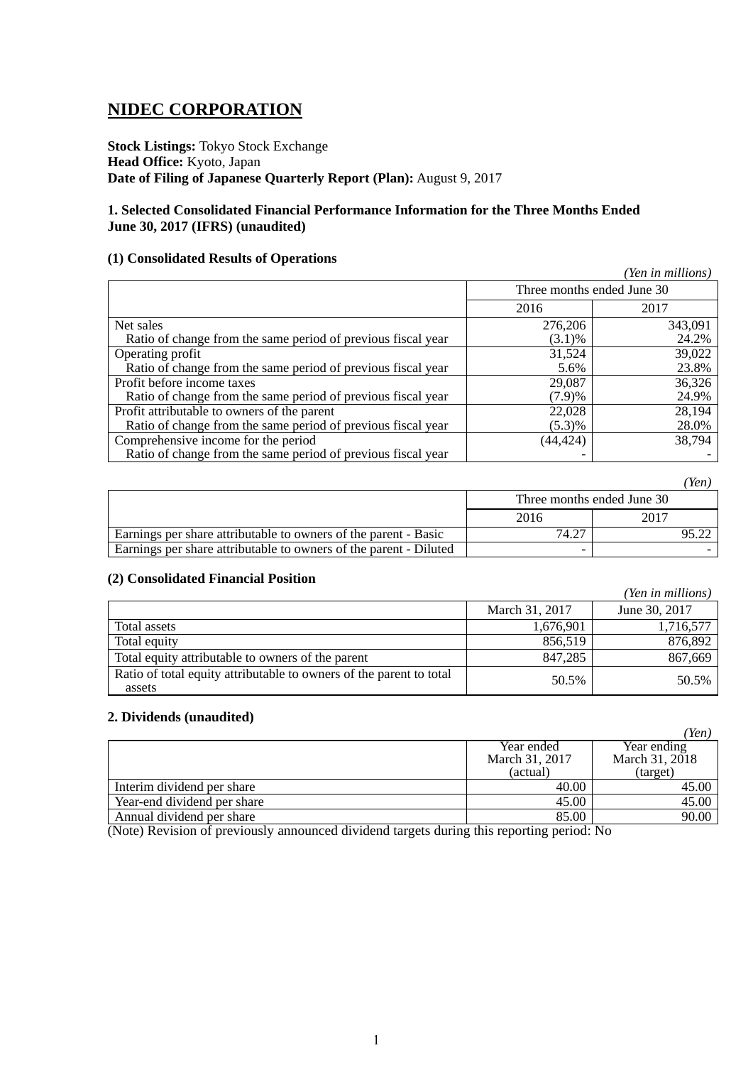# NIDEC CORPORATION

**Stock Listings:** Tokyo Stock Exchange
**Head Office:** Kyoto, Japan
**Date of Filing of Japanese Quarterly Report (Plan):** August 9, 2017

### 1. Selected Consolidated Financial Performance Information for the Three Months Ended June 30, 2017 (IFRS) (unaudited)

#### (1) Consolidated Results of Operations

*(Yen in millions)*

| | Three months ended June 30 | |
|---|---|---|
| | 2016 | 2017 |
| Net sales | 276,206 | 343,091 |
| Ratio of change from the same period of previous fiscal year | (3.1)% | 24.2% |
| Operating profit | 31,524 | 39,022 |
| Ratio of change from the same period of previous fiscal year | 5.6% | 23.8% |
| Profit before income taxes | 29,087 | 36,326 |
| Ratio of change from the same period of previous fiscal year | (7.9)% | 24.9% |
| Profit attributable to owners of the parent | 22,028 | 28,194 |
| Ratio of change from the same period of previous fiscal year | (5.3)% | 28.0% |
| Comprehensive income for the period | (44,424) | 38,794 |
| Ratio of change from the same period of previous fiscal year | - | - |

*(Yen)*

| | Three months ended June 30 | |
|---|---|---|
| | 2016 | 2017 |
| Earnings per share attributable to owners of the parent - Basic | 74.27 | 95.22 |
| Earnings per share attributable to owners of the parent - Diluted | - | - |

#### (2) Consolidated Financial Position

*(Yen in millions)*

| | March 31, 2017 | June 30, 2017 |
|---|---|---|
| Total assets | 1,676,901 | 1,716,577 |
| Total equity | 856,519 | 876,892 |
| Total equity attributable to owners of the parent | 847,285 | 867,669 |
| Ratio of total equity attributable to owners of the parent to total assets | 50.5% | 50.5% |

### 2. Dividends (unaudited)

*(Yen)*

| | Year ended March 31, 2017 (actual) | Year ending March 31, 2018 (target) |
|---|---|---|
| Interim dividend per share | 40.00 | 45.00 |
| Year-end dividend per share | 45.00 | 45.00 |
| Annual dividend per share | 85.00 | 90.00 |

(Note) Revision of previously announced dividend targets during this reporting period: No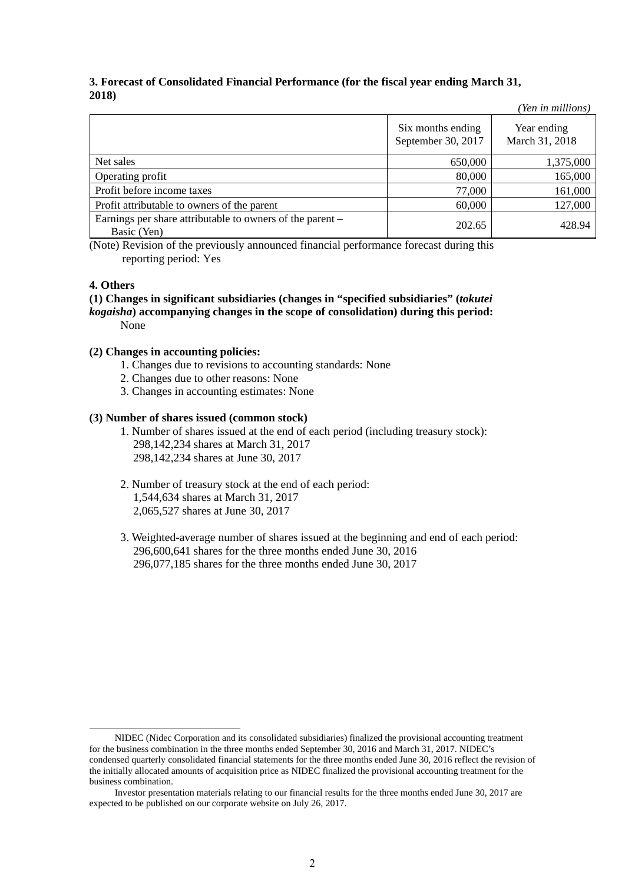### 3. Forecast of Consolidated Financial Performance (for the fiscal year ending March 31, 2018)

*(Yen in millions)*

| | Six months ending September 30, 2017 | Year ending March 31, 2018 |
|---|---|---|
| Net sales | 650,000 | 1,375,000 |
| Operating profit | 80,000 | 165,000 |
| Profit before income taxes | 77,000 | 161,000 |
| Profit attributable to owners of the parent | 60,000 | 127,000 |
| Earnings per share attributable to owners of the parent – Basic (Yen) | 202.65 | 428.94 |

(Note) Revision of the previously announced financial performance forecast during this reporting period: Yes

### 4. Others

**(1) Changes in significant subsidiaries (changes in "specified subsidiaries" (*tokutei kogaisha*) accompanying changes in the scope of consolidation) during this period:**
None

**(2) Changes in accounting policies:**

1. Changes due to revisions to accounting standards: None
2. Changes due to other reasons: None
3. Changes in accounting estimates: None

**(3) Number of shares issued (common stock)**

1. Number of shares issued at the end of each period (including treasury stock):
   298,142,234 shares at March 31, 2017
   298,142,234 shares at June 30, 2017

2. Number of treasury stock at the end of each period:
   1,544,634 shares at March 31, 2017
   2,065,527 shares at June 30, 2017

3. Weighted-average number of shares issued at the beginning and end of each period:
   296,600,641 shares for the three months ended June 30, 2016
   296,077,185 shares for the three months ended June 30, 2017

---

NIDEC (Nidec Corporation and its consolidated subsidiaries) finalized the provisional accounting treatment for the business combination in the three months ended September 30, 2016 and March 31, 2017. NIDEC's condensed quarterly consolidated financial statements for the three months ended June 30, 2016 reflect the revision of the initially allocated amounts of acquisition price as NIDEC finalized the provisional accounting treatment for the business combination.

Investor presentation materials relating to our financial results for the three months ended June 30, 2017 are expected to be published on our corporate website on July 26, 2017.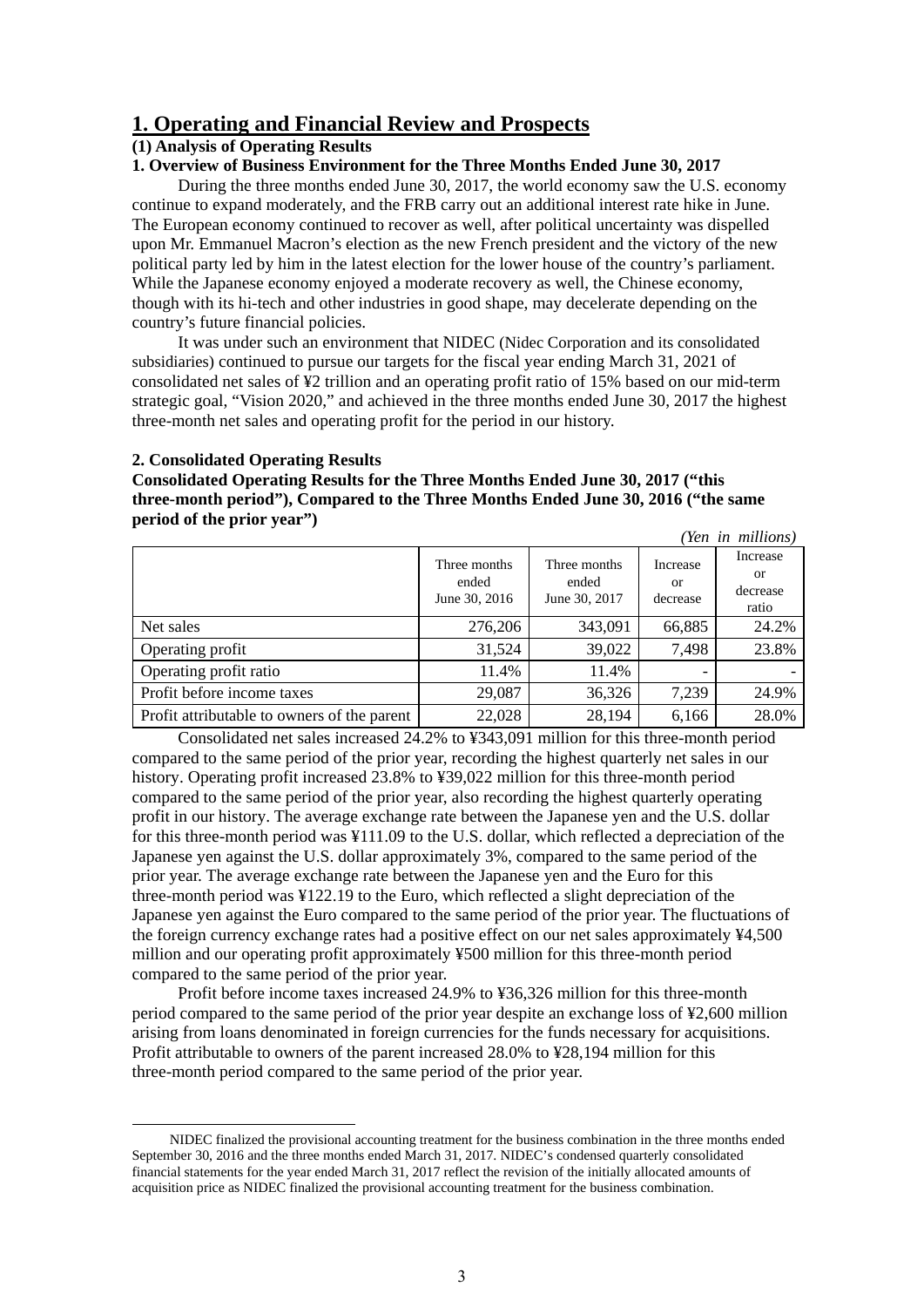# 1. Operating and Financial Review and Prospects

**(1) Analysis of Operating Results**

**1. Overview of Business Environment for the Three Months Ended June 30, 2017**

During the three months ended June 30, 2017, the world economy saw the U.S. economy continue to expand moderately, and the FRB carry out an additional interest rate hike in June. The European economy continued to recover as well, after political uncertainty was dispelled upon Mr. Emmanuel Macron's election as the new French president and the victory of the new political party led by him in the latest election for the lower house of the country's parliament. While the Japanese economy enjoyed a moderate recovery as well, the Chinese economy, though with its hi-tech and other industries in good shape, may decelerate depending on the country's future financial policies.

It was under such an environment that NIDEC (Nidec Corporation and its consolidated subsidiaries) continued to pursue our targets for the fiscal year ending March 31, 2021 of consolidated net sales of ¥2 trillion and an operating profit ratio of 15% based on our mid-term strategic goal, "Vision 2020," and achieved in the three months ended June 30, 2017 the highest three-month net sales and operating profit for the period in our history.

**2. Consolidated Operating Results**

**Consolidated Operating Results for the Three Months Ended June 30, 2017 ("this three-month period"), Compared to the Three Months Ended June 30, 2016 ("the same period of the prior year")**

*(Yen in millions)*

| | Three months ended June 30, 2016 | Three months ended June 30, 2017 | Increase or decrease | Increase or decrease ratio |
|---|---|---|---|---|
| Net sales | 276,206 | 343,091 | 66,885 | 24.2% |
| Operating profit | 31,524 | 39,022 | 7,498 | 23.8% |
| Operating profit ratio | 11.4% | 11.4% | - | - |
| Profit before income taxes | 29,087 | 36,326 | 7,239 | 24.9% |
| Profit attributable to owners of the parent | 22,028 | 28,194 | 6,166 | 28.0% |

Consolidated net sales increased 24.2% to ¥343,091 million for this three-month period compared to the same period of the prior year, recording the highest quarterly net sales in our history. Operating profit increased 23.8% to ¥39,022 million for this three-month period compared to the same period of the prior year, also recording the highest quarterly operating profit in our history. The average exchange rate between the Japanese yen and the U.S. dollar for this three-month period was ¥111.09 to the U.S. dollar, which reflected a depreciation of the Japanese yen against the U.S. dollar approximately 3%, compared to the same period of the prior year. The average exchange rate between the Japanese yen and the Euro for this three-month period was ¥122.19 to the Euro, which reflected a slight depreciation of the Japanese yen against the Euro compared to the same period of the prior year. The fluctuations of the foreign currency exchange rates had a positive effect on our net sales approximately ¥4,500 million and our operating profit approximately ¥500 million for this three-month period compared to the same period of the prior year.

Profit before income taxes increased 24.9% to ¥36,326 million for this three-month period compared to the same period of the prior year despite an exchange loss of ¥2,600 million arising from loans denominated in foreign currencies for the funds necessary for acquisitions. Profit attributable to owners of the parent increased 28.0% to ¥28,194 million for this three-month period compared to the same period of the prior year.

---

NIDEC finalized the provisional accounting treatment for the business combination in the three months ended September 30, 2016 and the three months ended March 31, 2017. NIDEC's condensed quarterly consolidated financial statements for the year ended March 31, 2017 reflect the revision of the initially allocated amounts of acquisition price as NIDEC finalized the provisional accounting treatment for the business combination.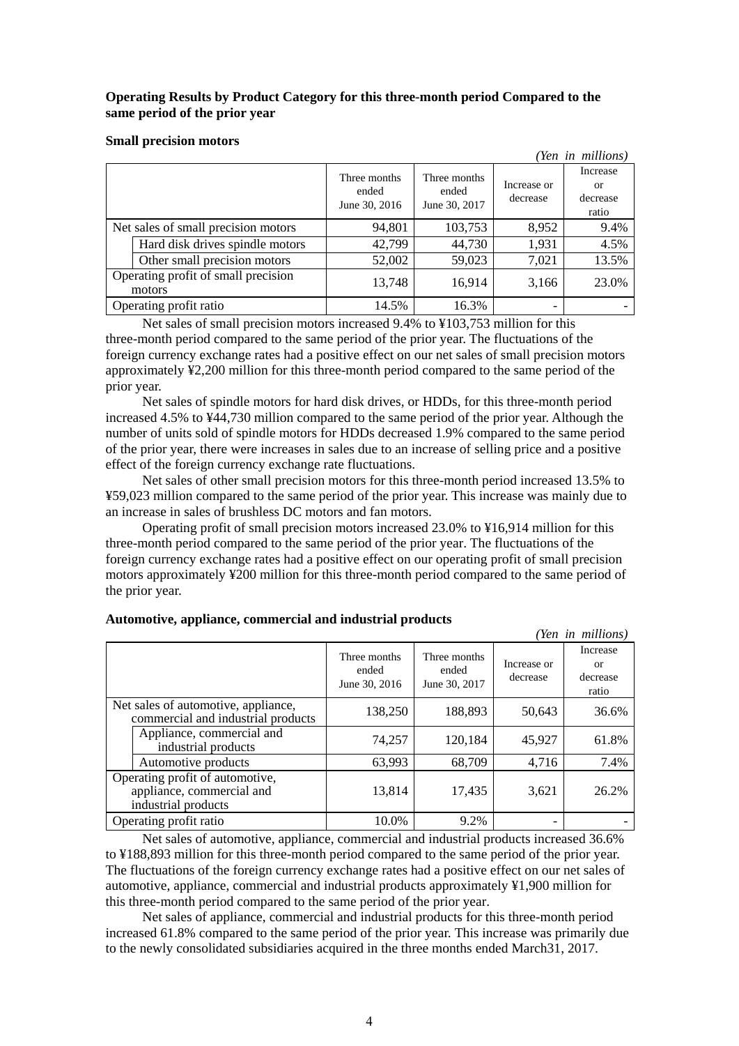**Operating Results by Product Category for this three-month period Compared to the same period of the prior year**

**Small precision motors**

*(Yen in millions)*

| | Three months ended June 30, 2016 | Three months ended June 30, 2017 | Increase or decrease | Increase or decrease ratio |
|---|---|---|---|---|
| Net sales of small precision motors | 94,801 | 103,753 | 8,952 | 9.4% |
| Hard disk drives spindle motors | 42,799 | 44,730 | 1,931 | 4.5% |
| Other small precision motors | 52,002 | 59,023 | 7,021 | 13.5% |
| Operating profit of small precision motors | 13,748 | 16,914 | 3,166 | 23.0% |
| Operating profit ratio | 14.5% | 16.3% | - | - |

Net sales of small precision motors increased 9.4% to ¥103,753 million for this three-month period compared to the same period of the prior year. The fluctuations of the foreign currency exchange rates had a positive effect on our net sales of small precision motors approximately ¥2,200 million for this three-month period compared to the same period of the prior year.

Net sales of spindle motors for hard disk drives, or HDDs, for this three-month period increased 4.5% to ¥44,730 million compared to the same period of the prior year. Although the number of units sold of spindle motors for HDDs decreased 1.9% compared to the same period of the prior year, there were increases in sales due to an increase of selling price and a positive effect of the foreign currency exchange rate fluctuations.

Net sales of other small precision motors for this three-month period increased 13.5% to ¥59,023 million compared to the same period of the prior year. This increase was mainly due to an increase in sales of brushless DC motors and fan motors.

Operating profit of small precision motors increased 23.0% to ¥16,914 million for this three-month period compared to the same period of the prior year. The fluctuations of the foreign currency exchange rates had a positive effect on our operating profit of small precision motors approximately ¥200 million for this three-month period compared to the same period of the prior year.

**Automotive, appliance, commercial and industrial products**

*(Yen in millions)*

| | Three months ended June 30, 2016 | Three months ended June 30, 2017 | Increase or decrease | Increase or decrease ratio |
|---|---|---|---|---|
| Net sales of automotive, appliance, commercial and industrial products | 138,250 | 188,893 | 50,643 | 36.6% |
| Appliance, commercial and industrial products | 74,257 | 120,184 | 45,927 | 61.8% |
| Automotive products | 63,993 | 68,709 | 4,716 | 7.4% |
| Operating profit of automotive, appliance, commercial and industrial products | 13,814 | 17,435 | 3,621 | 26.2% |
| Operating profit ratio | 10.0% | 9.2% | - | - |

Net sales of automotive, appliance, commercial and industrial products increased 36.6% to ¥188,893 million for this three-month period compared to the same period of the prior year. The fluctuations of the foreign currency exchange rates had a positive effect on our net sales of automotive, appliance, commercial and industrial products approximately ¥1,900 million for this three-month period compared to the same period of the prior year.

Net sales of appliance, commercial and industrial products for this three-month period increased 61.8% compared to the same period of the prior year. This increase was primarily due to the newly consolidated subsidiaries acquired in the three months ended March31, 2017.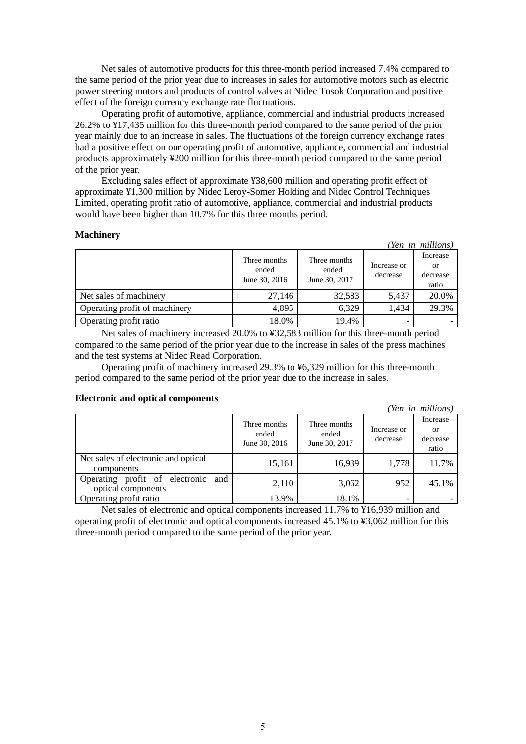Net sales of automotive products for this three-month period increased 7.4% compared to the same period of the prior year due to increases in sales for automotive motors such as electric power steering motors and products of control valves at Nidec Tosok Corporation and positive effect of the foreign currency exchange rate fluctuations.

Operating profit of automotive, appliance, commercial and industrial products increased 26.2% to ¥17,435 million for this three-month period compared to the same period of the prior year mainly due to an increase in sales. The fluctuations of the foreign currency exchange rates had a positive effect on our operating profit of automotive, appliance, commercial and industrial products approximately ¥200 million for this three-month period compared to the same period of the prior year.

Excluding sales effect of approximate ¥38,600 million and operating profit effect of approximate ¥1,300 million by Nidec Leroy-Somer Holding and Nidec Control Techniques Limited, operating profit ratio of automotive, appliance, commercial and industrial products would have been higher than 10.7% for this three months period.

**Machinery**

*(Yen in millions)*

| | Three months ended June 30, 2016 | Three months ended June 30, 2017 | Increase or decrease | Increase or decrease ratio |
|---|---|---|---|---|
| Net sales of machinery | 27,146 | 32,583 | 5,437 | 20.0% |
| Operating profit of machinery | 4,895 | 6,329 | 1,434 | 29.3% |
| Operating profit ratio | 18.0% | 19.4% | - | - |

Net sales of machinery increased 20.0% to ¥32,583 million for this three-month period compared to the same period of the prior year due to the increase in sales of the press machines and the test systems at Nidec Read Corporation.

Operating profit of machinery increased 29.3% to ¥6,329 million for this three-month period compared to the same period of the prior year due to the increase in sales.

**Electronic and optical components**

*(Yen in millions)*

| | Three months ended June 30, 2016 | Three months ended June 30, 2017 | Increase or decrease | Increase or decrease ratio |
|---|---|---|---|---|
| Net sales of electronic and optical components | 15,161 | 16,939 | 1,778 | 11.7% |
| Operating profit of electronic and optical components | 2,110 | 3,062 | 952 | 45.1% |
| Operating profit ratio | 13.9% | 18.1% | - | - |

Net sales of electronic and optical components increased 11.7% to ¥16,939 million and operating profit of electronic and optical components increased 45.1% to ¥3,062 million for this three-month period compared to the same period of the prior year.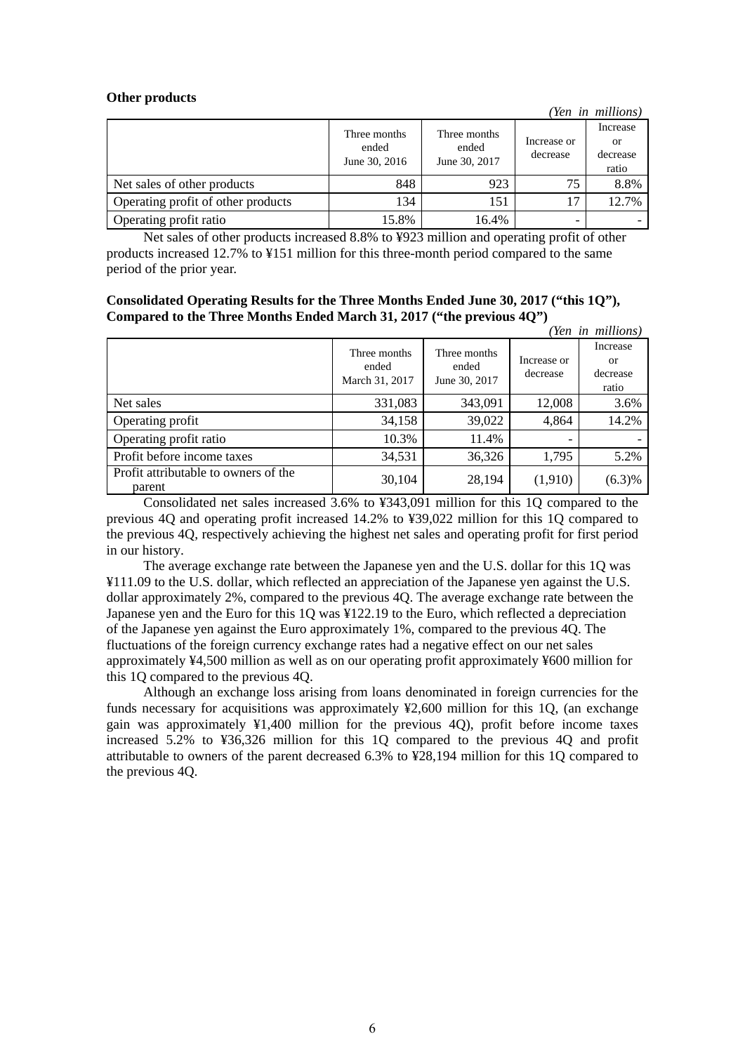**Other products**

*(Yen in millions)*

| | Three months ended June 30, 2016 | Three months ended June 30, 2017 | Increase or decrease | Increase or decrease ratio |
|---|---|---|---|---|
| Net sales of other products | 848 | 923 | 75 | 8.8% |
| Operating profit of other products | 134 | 151 | 17 | 12.7% |
| Operating profit ratio | 15.8% | 16.4% | - | - |

Net sales of other products increased 8.8% to ¥923 million and operating profit of other products increased 12.7% to ¥151 million for this three-month period compared to the same period of the prior year.

**Consolidated Operating Results for the Three Months Ended June 30, 2017 (“this 1Q”), Compared to the Three Months Ended March 31, 2017 (“the previous 4Q”)**

*(Yen in millions)*

| | Three months ended March 31, 2017 | Three months ended June 30, 2017 | Increase or decrease | Increase or decrease ratio |
|---|---|---|---|---|
| Net sales | 331,083 | 343,091 | 12,008 | 3.6% |
| Operating profit | 34,158 | 39,022 | 4,864 | 14.2% |
| Operating profit ratio | 10.3% | 11.4% | - | - |
| Profit before income taxes | 34,531 | 36,326 | 1,795 | 5.2% |
| Profit attributable to owners of the parent | 30,104 | 28,194 | (1,910) | (6.3)% |

Consolidated net sales increased 3.6% to ¥343,091 million for this 1Q compared to the previous 4Q and operating profit increased 14.2% to ¥39,022 million for this 1Q compared to the previous 4Q, respectively achieving the highest net sales and operating profit for first period in our history.

The average exchange rate between the Japanese yen and the U.S. dollar for this 1Q was ¥111.09 to the U.S. dollar, which reflected an appreciation of the Japanese yen against the U.S. dollar approximately 2%, compared to the previous 4Q. The average exchange rate between the Japanese yen and the Euro for this 1Q was ¥122.19 to the Euro, which reflected a depreciation of the Japanese yen against the Euro approximately 1%, compared to the previous 4Q. The fluctuations of the foreign currency exchange rates had a negative effect on our net sales approximately ¥4,500 million as well as on our operating profit approximately ¥600 million for this 1Q compared to the previous 4Q.

Although an exchange loss arising from loans denominated in foreign currencies for the funds necessary for acquisitions was approximately ¥2,600 million for this 1Q, (an exchange gain was approximately ¥1,400 million for the previous 4Q), profit before income taxes increased 5.2% to ¥36,326 million for this 1Q compared to the previous 4Q and profit attributable to owners of the parent decreased 6.3% to ¥28,194 million for this 1Q compared to the previous 4Q.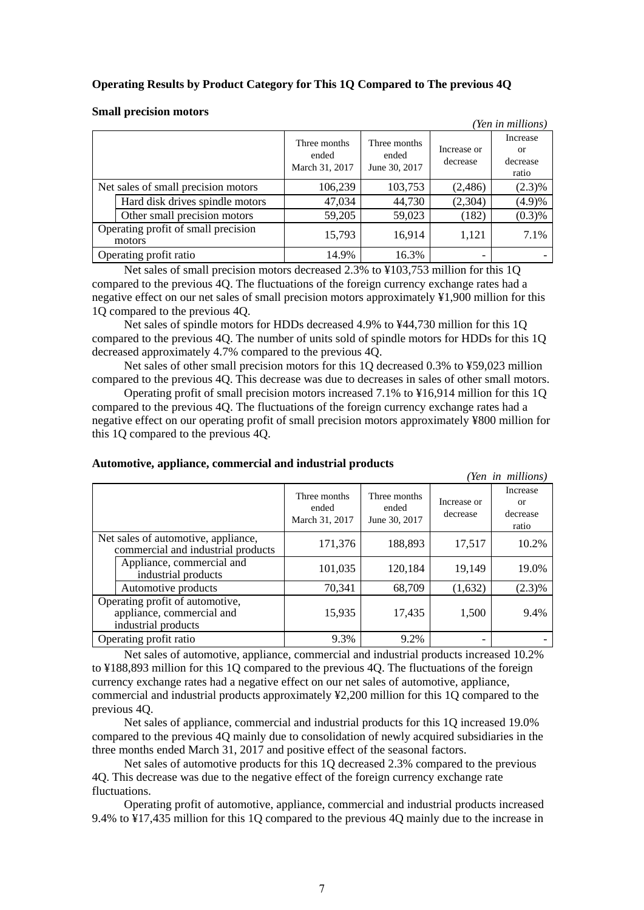**Operating Results by Product Category for This 1Q Compared to The previous 4Q**

**Small precision motors**

*(Yen in millions)*

| | Three months ended March 31, 2017 | Three months ended June 30, 2017 | Increase or decrease | Increase or decrease ratio |
|---|---|---|---|---|
| Net sales of small precision motors | 106,239 | 103,753 | (2,486) | (2.3)% |
| Hard disk drives spindle motors | 47,034 | 44,730 | (2,304) | (4.9)% |
| Other small precision motors | 59,205 | 59,023 | (182) | (0.3)% |
| Operating profit of small precision motors | 15,793 | 16,914 | 1,121 | 7.1% |
| Operating profit ratio | 14.9% | 16.3% | - | - |

Net sales of small precision motors decreased 2.3% to ¥103,753 million for this 1Q compared to the previous 4Q. The fluctuations of the foreign currency exchange rates had a negative effect on our net sales of small precision motors approximately ¥1,900 million for this 1Q compared to the previous 4Q.

Net sales of spindle motors for HDDs decreased 4.9% to ¥44,730 million for this 1Q compared to the previous 4Q. The number of units sold of spindle motors for HDDs for this 1Q decreased approximately 4.7% compared to the previous 4Q.

Net sales of other small precision motors for this 1Q decreased 0.3% to ¥59,023 million compared to the previous 4Q. This decrease was due to decreases in sales of other small motors.

Operating profit of small precision motors increased 7.1% to ¥16,914 million for this 1Q compared to the previous 4Q. The fluctuations of the foreign currency exchange rates had a negative effect on our operating profit of small precision motors approximately ¥800 million for this 1Q compared to the previous 4Q.

**Automotive, appliance, commercial and industrial products**

*(Yen in millions)*

| | Three months ended March 31, 2017 | Three months ended June 30, 2017 | Increase or decrease | Increase or decrease ratio |
|---|---|---|---|---|
| Net sales of automotive, appliance, commercial and industrial products | 171,376 | 188,893 | 17,517 | 10.2% |
| Appliance, commercial and industrial products | 101,035 | 120,184 | 19,149 | 19.0% |
| Automotive products | 70,341 | 68,709 | (1,632) | (2.3)% |
| Operating profit of automotive, appliance, commercial and industrial products | 15,935 | 17,435 | 1,500 | 9.4% |
| Operating profit ratio | 9.3% | 9.2% | - | - |

Net sales of automotive, appliance, commercial and industrial products increased 10.2% to ¥188,893 million for this 1Q compared to the previous 4Q. The fluctuations of the foreign currency exchange rates had a negative effect on our net sales of automotive, appliance, commercial and industrial products approximately ¥2,200 million for this 1Q compared to the previous 4Q.

Net sales of appliance, commercial and industrial products for this 1Q increased 19.0% compared to the previous 4Q mainly due to consolidation of newly acquired subsidiaries in the three months ended March 31, 2017 and positive effect of the seasonal factors.

Net sales of automotive products for this 1Q decreased 2.3% compared to the previous 4Q. This decrease was due to the negative effect of the foreign currency exchange rate fluctuations.

Operating profit of automotive, appliance, commercial and industrial products increased 9.4% to ¥17,435 million for this 1Q compared to the previous 4Q mainly due to the increase in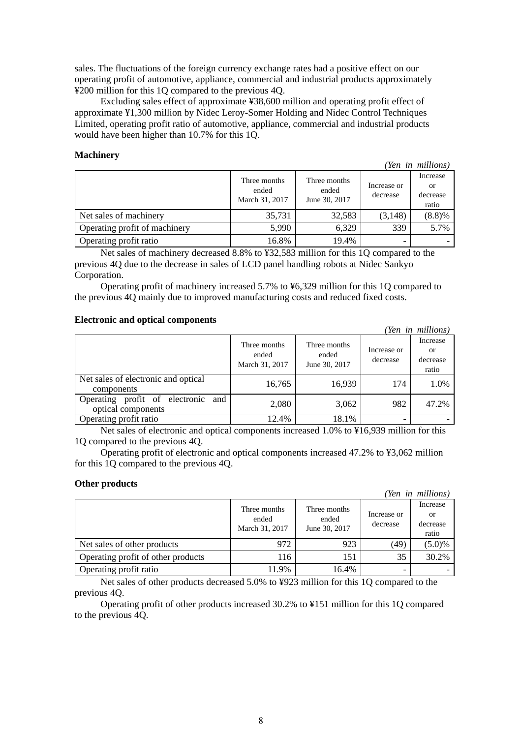sales. The fluctuations of the foreign currency exchange rates had a positive effect on our operating profit of automotive, appliance, commercial and industrial products approximately ¥200 million for this 1Q compared to the previous 4Q.

Excluding sales effect of approximate ¥38,600 million and operating profit effect of approximate ¥1,300 million by Nidec Leroy-Somer Holding and Nidec Control Techniques Limited, operating profit ratio of automotive, appliance, commercial and industrial products would have been higher than 10.7% for this 1Q.

**Machinery**

*(Yen in millions)*

| | Three months ended March 31, 2017 | Three months ended June 30, 2017 | Increase or decrease | Increase or decrease ratio |
|---|---|---|---|---|
| Net sales of machinery | 35,731 | 32,583 | (3,148) | (8.8)% |
| Operating profit of machinery | 5,990 | 6,329 | 339 | 5.7% |
| Operating profit ratio | 16.8% | 19.4% | - | - |

Net sales of machinery decreased 8.8% to ¥32,583 million for this 1Q compared to the previous 4Q due to the decrease in sales of LCD panel handling robots at Nidec Sankyo Corporation.

Operating profit of machinery increased 5.7% to ¥6,329 million for this 1Q compared to the previous 4Q mainly due to improved manufacturing costs and reduced fixed costs.

**Electronic and optical components**

*(Yen in millions)*

| | Three months ended March 31, 2017 | Three months ended June 30, 2017 | Increase or decrease | Increase or decrease ratio |
|---|---|---|---|---|
| Net sales of electronic and optical components | 16,765 | 16,939 | 174 | 1.0% |
| Operating profit of electronic and optical components | 2,080 | 3,062 | 982 | 47.2% |
| Operating profit ratio | 12.4% | 18.1% | - | - |

Net sales of electronic and optical components increased 1.0% to ¥16,939 million for this 1Q compared to the previous 4Q.

Operating profit of electronic and optical components increased 47.2% to ¥3,062 million for this 1Q compared to the previous 4Q.

**Other products**

*(Yen in millions)*

| | Three months ended March 31, 2017 | Three months ended June 30, 2017 | Increase or decrease | Increase or decrease ratio |
|---|---|---|---|---|
| Net sales of other products | 972 | 923 | (49) | (5.0)% |
| Operating profit of other products | 116 | 151 | 35 | 30.2% |
| Operating profit ratio | 11.9% | 16.4% | - | - |

Net sales of other products decreased 5.0% to ¥923 million for this 1Q compared to the previous 4Q.

Operating profit of other products increased 30.2% to ¥151 million for this 1Q compared to the previous 4Q.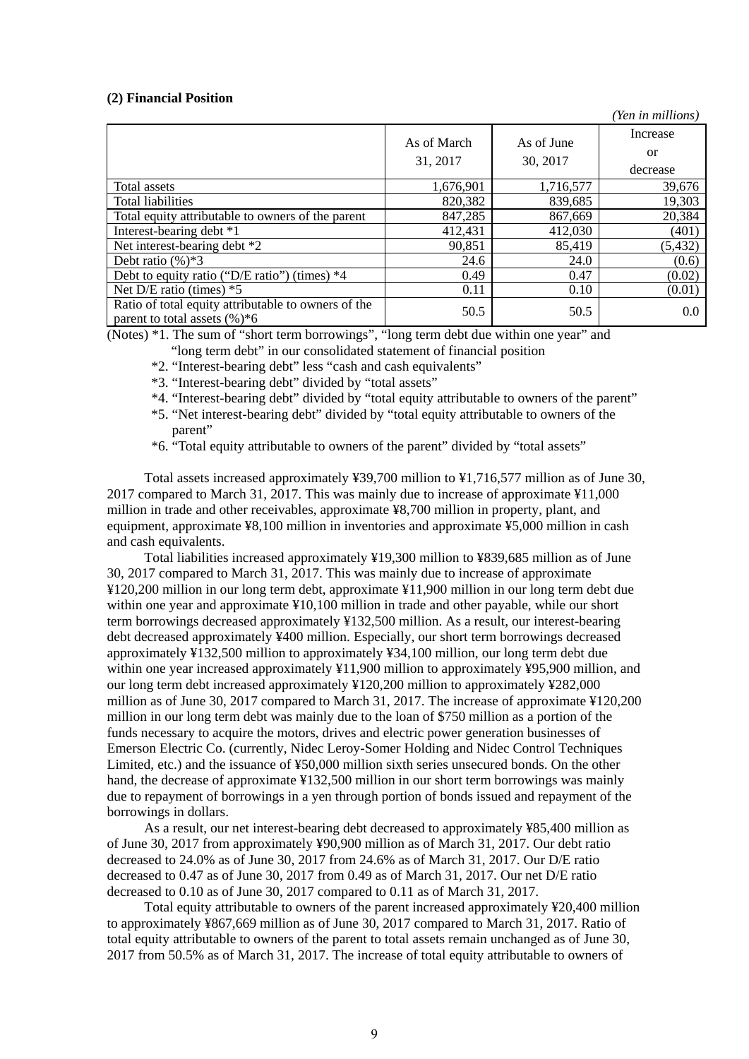**(2) Financial Position**

*(Yen in millions)*

| | As of March 31, 2017 | As of June 30, 2017 | Increase or decrease |
|---|---|---|---|
| Total assets | 1,676,901 | 1,716,577 | 39,676 |
| Total liabilities | 820,382 | 839,685 | 19,303 |
| Total equity attributable to owners of the parent | 847,285 | 867,669 | 20,384 |
| Interest-bearing debt *1 | 412,431 | 412,030 | (401) |
| Net interest-bearing debt *2 | 90,851 | 85,419 | (5,432) |
| Debt ratio (%)*3 | 24.6 | 24.0 | (0.6) |
| Debt to equity ratio (“D/E ratio”) (times) *4 | 0.49 | 0.47 | (0.02) |
| Net D/E ratio (times) *5 | 0.11 | 0.10 | (0.01) |
| Ratio of total equity attributable to owners of the parent to total assets (%)*6 | 50.5 | 50.5 | 0.0 |

(Notes) *1. The sum of “short term borrowings”, “long term debt due within one year” and “long term debt” in our consolidated statement of financial position

*2. “Interest-bearing debt” less “cash and cash equivalents”

*3. “Interest-bearing debt” divided by “total assets”

*4. “Interest-bearing debt” divided by “total equity attributable to owners of the parent”

*5. “Net interest-bearing debt” divided by “total equity attributable to owners of the parent”

*6. “Total equity attributable to owners of the parent” divided by “total assets”

Total assets increased approximately ¥39,700 million to ¥1,716,577 million as of June 30, 2017 compared to March 31, 2017. This was mainly due to increase of approximate ¥11,000 million in trade and other receivables, approximate ¥8,700 million in property, plant, and equipment, approximate ¥8,100 million in inventories and approximate ¥5,000 million in cash and cash equivalents.

Total liabilities increased approximately ¥19,300 million to ¥839,685 million as of June 30, 2017 compared to March 31, 2017. This was mainly due to increase of approximate ¥120,200 million in our long term debt, approximate ¥11,900 million in our long term debt due within one year and approximate ¥10,100 million in trade and other payable, while our short term borrowings decreased approximately ¥132,500 million. As a result, our interest-bearing debt decreased approximately ¥400 million. Especially, our short term borrowings decreased approximately ¥132,500 million to approximately ¥34,100 million, our long term debt due within one year increased approximately ¥11,900 million to approximately ¥95,900 million, and our long term debt increased approximately ¥120,200 million to approximately ¥282,000 million as of June 30, 2017 compared to March 31, 2017. The increase of approximate ¥120,200 million in our long term debt was mainly due to the loan of $750 million as a portion of the funds necessary to acquire the motors, drives and electric power generation businesses of Emerson Electric Co. (currently, Nidec Leroy-Somer Holding and Nidec Control Techniques Limited, etc.) and the issuance of ¥50,000 million sixth series unsecured bonds. On the other hand, the decrease of approximate ¥132,500 million in our short term borrowings was mainly due to repayment of borrowings in a yen through portion of bonds issued and repayment of the borrowings in dollars.

As a result, our net interest-bearing debt decreased to approximately ¥85,400 million as of June 30, 2017 from approximately ¥90,900 million as of March 31, 2017. Our debt ratio decreased to 24.0% as of June 30, 2017 from 24.6% as of March 31, 2017. Our D/E ratio decreased to 0.47 as of June 30, 2017 from 0.49 as of March 31, 2017. Our net D/E ratio decreased to 0.10 as of June 30, 2017 compared to 0.11 as of March 31, 2017.

Total equity attributable to owners of the parent increased approximately ¥20,400 million to approximately ¥867,669 million as of June 30, 2017 compared to March 31, 2017. Ratio of total equity attributable to owners of the parent to total assets remain unchanged as of June 30, 2017 from 50.5% as of March 31, 2017. The increase of total equity attributable to owners of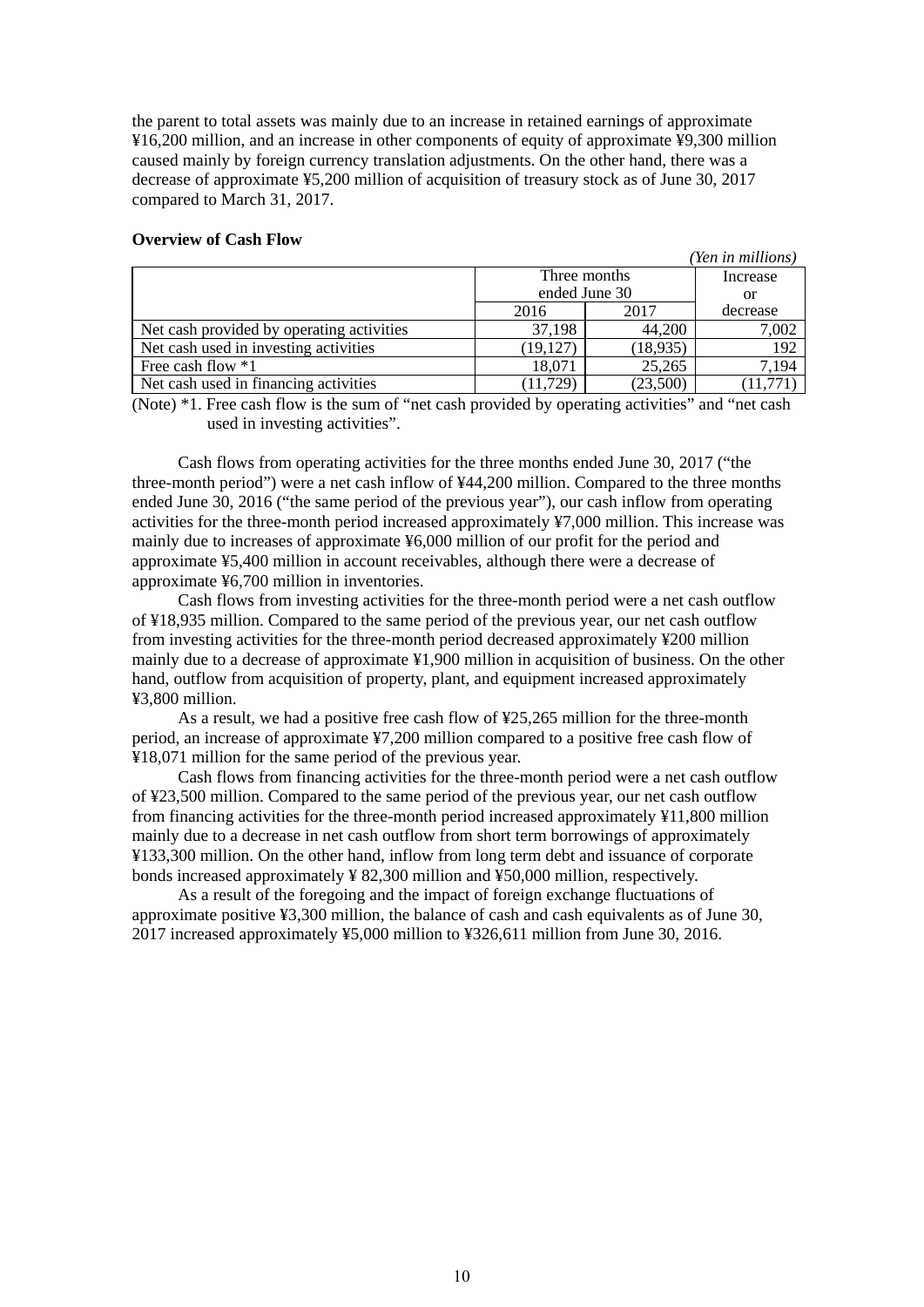the parent to total assets was mainly due to an increase in retained earnings of approximate ¥16,200 million, and an increase in other components of equity of approximate ¥9,300 million caused mainly by foreign currency translation adjustments. On the other hand, there was a decrease of approximate ¥5,200 million of acquisition of treasury stock as of June 30, 2017 compared to March 31, 2017.

**Overview of Cash Flow**

*(Yen in millions)*

| | Three months ended June 30 | | Increase or decrease |
|---|---|---|---|
| | 2016 | 2017 | |
| Net cash provided by operating activities | 37,198 | 44,200 | 7,002 |
| Net cash used in investing activities | (19,127) | (18,935) | 192 |
| Free cash flow *1 | 18,071 | 25,265 | 7,194 |
| Net cash used in financing activities | (11,729) | (23,500) | (11,771) |

(Note) *1. Free cash flow is the sum of "net cash provided by operating activities" and "net cash used in investing activities".

Cash flows from operating activities for the three months ended June 30, 2017 ("the three-month period") were a net cash inflow of ¥44,200 million. Compared to the three months ended June 30, 2016 ("the same period of the previous year"), our cash inflow from operating activities for the three-month period increased approximately ¥7,000 million. This increase was mainly due to increases of approximate ¥6,000 million of our profit for the period and approximate ¥5,400 million in account receivables, although there were a decrease of approximate ¥6,700 million in inventories.

Cash flows from investing activities for the three-month period were a net cash outflow of ¥18,935 million. Compared to the same period of the previous year, our net cash outflow from investing activities for the three-month period decreased approximately ¥200 million mainly due to a decrease of approximate ¥1,900 million in acquisition of business. On the other hand, outflow from acquisition of property, plant, and equipment increased approximately ¥3,800 million.

As a result, we had a positive free cash flow of ¥25,265 million for the three-month period, an increase of approximate ¥7,200 million compared to a positive free cash flow of ¥18,071 million for the same period of the previous year.

Cash flows from financing activities for the three-month period were a net cash outflow of ¥23,500 million. Compared to the same period of the previous year, our net cash outflow from financing activities for the three-month period increased approximately ¥11,800 million mainly due to a decrease in net cash outflow from short term borrowings of approximately ¥133,300 million. On the other hand, inflow from long term debt and issuance of corporate bonds increased approximately ¥ 82,300 million and ¥50,000 million, respectively.

As a result of the foregoing and the impact of foreign exchange fluctuations of approximate positive ¥3,300 million, the balance of cash and cash equivalents as of June 30, 2017 increased approximately ¥5,000 million to ¥326,611 million from June 30, 2016.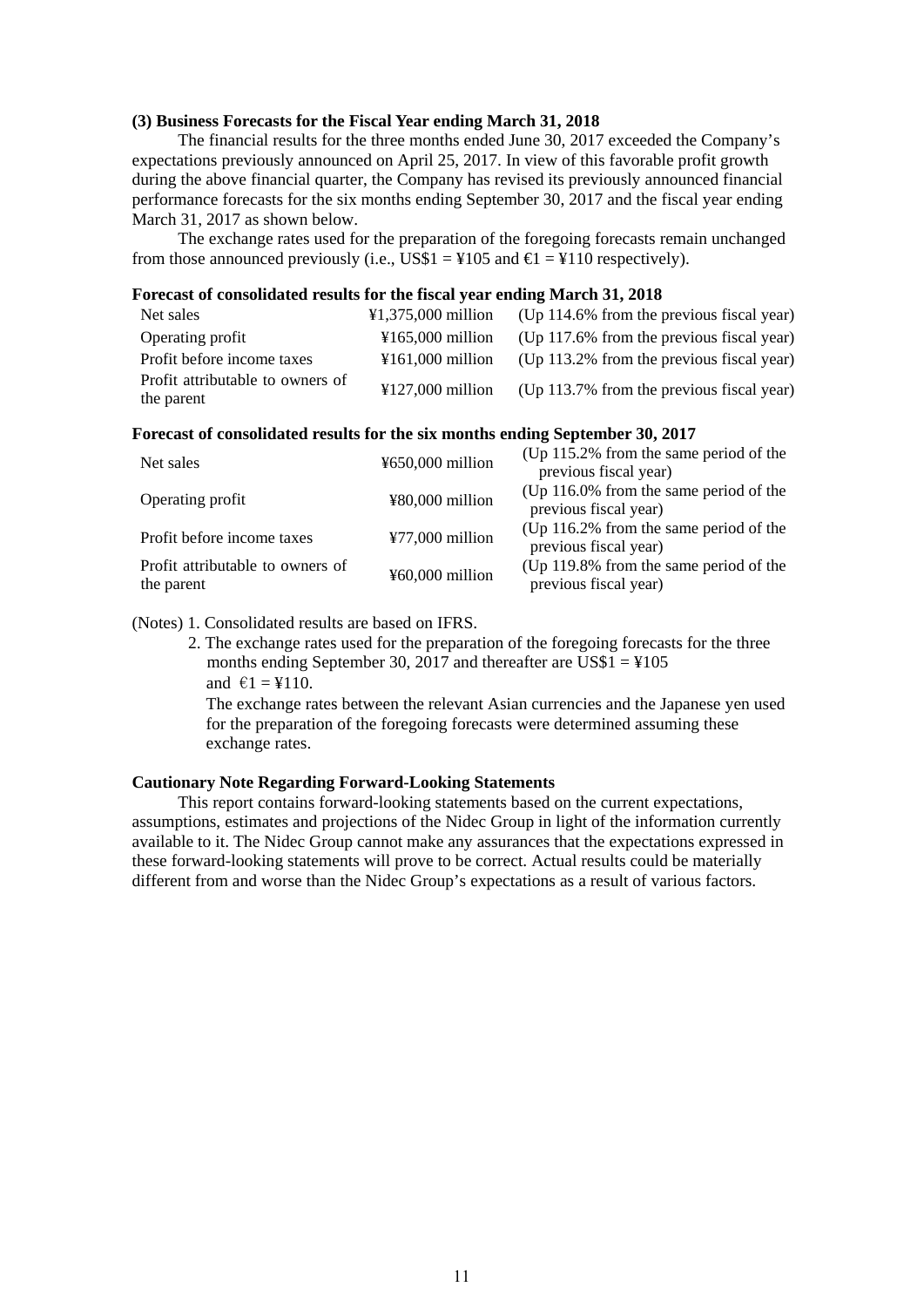### (3) Business Forecasts for the Fiscal Year ending March 31, 2018

The financial results for the three months ended June 30, 2017 exceeded the Company's expectations previously announced on April 25, 2017. In view of this favorable profit growth during the above financial quarter, the Company has revised its previously announced financial performance forecasts for the six months ending September 30, 2017 and the fiscal year ending March 31, 2017 as shown below.

The exchange rates used for the preparation of the foregoing forecasts remain unchanged from those announced previously (i.e., US$1 = ¥105 and €1 = ¥110 respectively).

**Forecast of consolidated results for the fiscal year ending March 31, 2018**

| | | |
|---|---|---|
| Net sales | ¥1,375,000 million | (Up 114.6% from the previous fiscal year) |
| Operating profit | ¥165,000 million | (Up 117.6% from the previous fiscal year) |
| Profit before income taxes | ¥161,000 million | (Up 113.2% from the previous fiscal year) |
| Profit attributable to owners of the parent | ¥127,000 million | (Up 113.7% from the previous fiscal year) |

**Forecast of consolidated results for the six months ending September 30, 2017**

| | | |
|---|---|---|
| Net sales | ¥650,000 million | (Up 115.2% from the same period of the previous fiscal year) |
| Operating profit | ¥80,000 million | (Up 116.0% from the same period of the previous fiscal year) |
| Profit before income taxes | ¥77,000 million | (Up 116.2% from the same period of the previous fiscal year) |
| Profit attributable to owners of the parent | ¥60,000 million | (Up 119.8% from the same period of the previous fiscal year) |

(Notes) 1. Consolidated results are based on IFRS.

2. The exchange rates used for the preparation of the foregoing forecasts for the three months ending September 30, 2017 and thereafter are US$1 = ¥105 and €1 = ¥110.
   The exchange rates between the relevant Asian currencies and the Japanese yen used for the preparation of the foregoing forecasts were determined assuming these exchange rates.

**Cautionary Note Regarding Forward-Looking Statements**

This report contains forward-looking statements based on the current expectations, assumptions, estimates and projections of the Nidec Group in light of the information currently available to it. The Nidec Group cannot make any assurances that the expectations expressed in these forward-looking statements will prove to be correct. Actual results could be materially different from and worse than the Nidec Group's expectations as a result of various factors.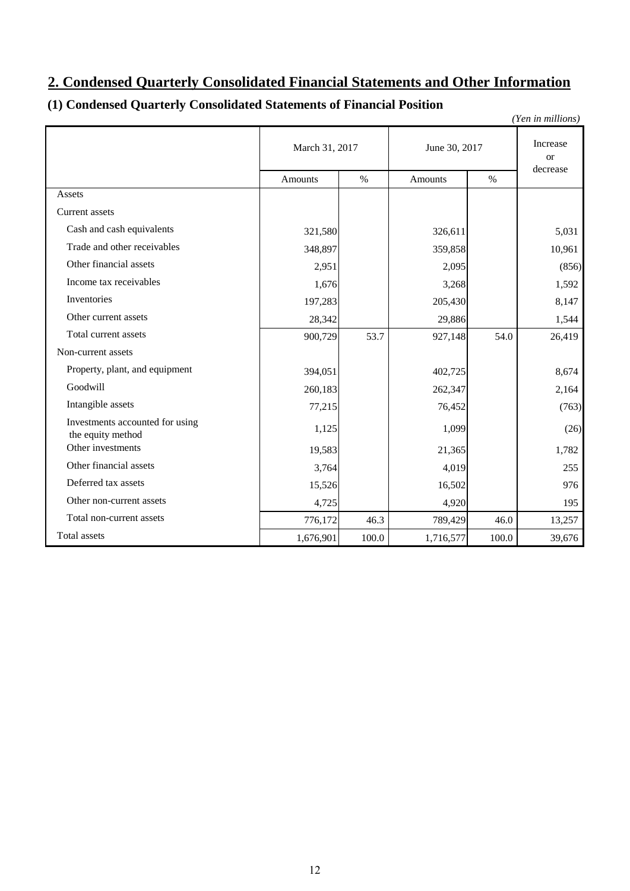## 2. Condensed Quarterly Consolidated Financial Statements and Other Information

### (1) Condensed Quarterly Consolidated Statements of Financial Position

*(Yen in millions)*

| | March 31, 2017 | | June 30, 2017 | | Increase or decrease |
|---|---|---|---|---|---|
| | Amounts | % | Amounts | % | |
| Assets | | | | | |
| Current assets | | | | | |
| Cash and cash equivalents | 321,580 | | 326,611 | | 5,031 |
| Trade and other receivables | 348,897 | | 359,858 | | 10,961 |
| Other financial assets | 2,951 | | 2,095 | | (856) |
| Income tax receivables | 1,676 | | 3,268 | | 1,592 |
| Inventories | 197,283 | | 205,430 | | 8,147 |
| Other current assets | 28,342 | | 29,886 | | 1,544 |
| Total current assets | 900,729 | 53.7 | 927,148 | 54.0 | 26,419 |
| Non-current assets | | | | | |
| Property, plant, and equipment | 394,051 | | 402,725 | | 8,674 |
| Goodwill | 260,183 | | 262,347 | | 2,164 |
| Intangible assets | 77,215 | | 76,452 | | (763) |
| Investments accounted for using the equity method | 1,125 | | 1,099 | | (26) |
| Other investments | 19,583 | | 21,365 | | 1,782 |
| Other financial assets | 3,764 | | 4,019 | | 255 |
| Deferred tax assets | 15,526 | | 16,502 | | 976 |
| Other non-current assets | 4,725 | | 4,920 | | 195 |
| Total non-current assets | 776,172 | 46.3 | 789,429 | 46.0 | 13,257 |
| Total assets | 1,676,901 | 100.0 | 1,716,577 | 100.0 | 39,676 |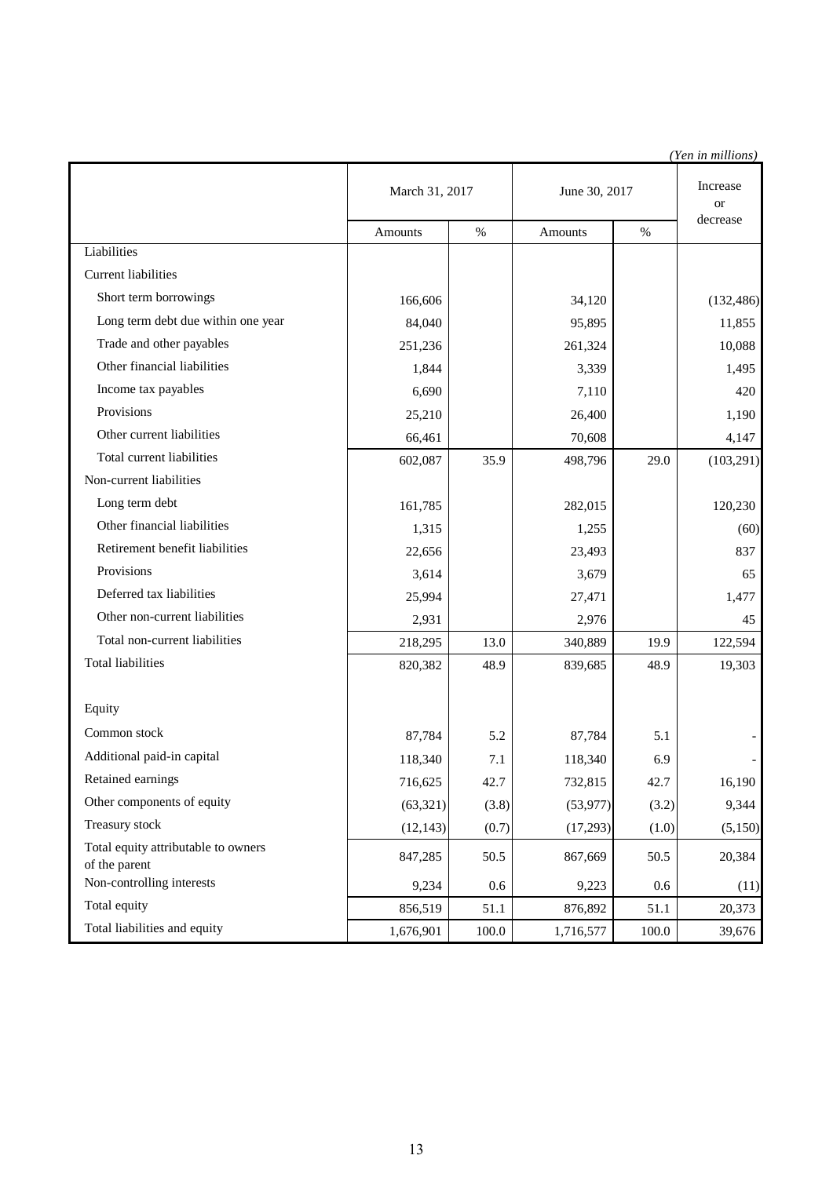*(Yen in millions)*

| | March 31, 2017 | | June 30, 2017 | | Increase or decrease |
|---|---|---|---|---|---|
| | Amounts | % | Amounts | % | |
| Liabilities | | | | | |
| Current liabilities | | | | | |
| Short term borrowings | 166,606 | | 34,120 | | (132,486) |
| Long term debt due within one year | 84,040 | | 95,895 | | 11,855 |
| Trade and other payables | 251,236 | | 261,324 | | 10,088 |
| Other financial liabilities | 1,844 | | 3,339 | | 1,495 |
| Income tax payables | 6,690 | | 7,110 | | 420 |
| Provisions | 25,210 | | 26,400 | | 1,190 |
| Other current liabilities | 66,461 | | 70,608 | | 4,147 |
| Total current liabilities | 602,087 | 35.9 | 498,796 | 29.0 | (103,291) |
| Non-current liabilities | | | | | |
| Long term debt | 161,785 | | 282,015 | | 120,230 |
| Other financial liabilities | 1,315 | | 1,255 | | (60) |
| Retirement benefit liabilities | 22,656 | | 23,493 | | 837 |
| Provisions | 3,614 | | 3,679 | | 65 |
| Deferred tax liabilities | 25,994 | | 27,471 | | 1,477 |
| Other non-current liabilities | 2,931 | | 2,976 | | 45 |
| Total non-current liabilities | 218,295 | 13.0 | 340,889 | 19.9 | 122,594 |
| Total liabilities | 820,382 | 48.9 | 839,685 | 48.9 | 19,303 |
| Equity | | | | | |
| Common stock | 87,784 | 5.2 | 87,784 | 5.1 | - |
| Additional paid-in capital | 118,340 | 7.1 | 118,340 | 6.9 | - |
| Retained earnings | 716,625 | 42.7 | 732,815 | 42.7 | 16,190 |
| Other components of equity | (63,321) | (3.8) | (53,977) | (3.2) | 9,344 |
| Treasury stock | (12,143) | (0.7) | (17,293) | (1.0) | (5,150) |
| Total equity attributable to owners of the parent | 847,285 | 50.5 | 867,669 | 50.5 | 20,384 |
| Non-controlling interests | 9,234 | 0.6 | 9,223 | 0.6 | (11) |
| Total equity | 856,519 | 51.1 | 876,892 | 51.1 | 20,373 |
| Total liabilities and equity | 1,676,901 | 100.0 | 1,716,577 | 100.0 | 39,676 |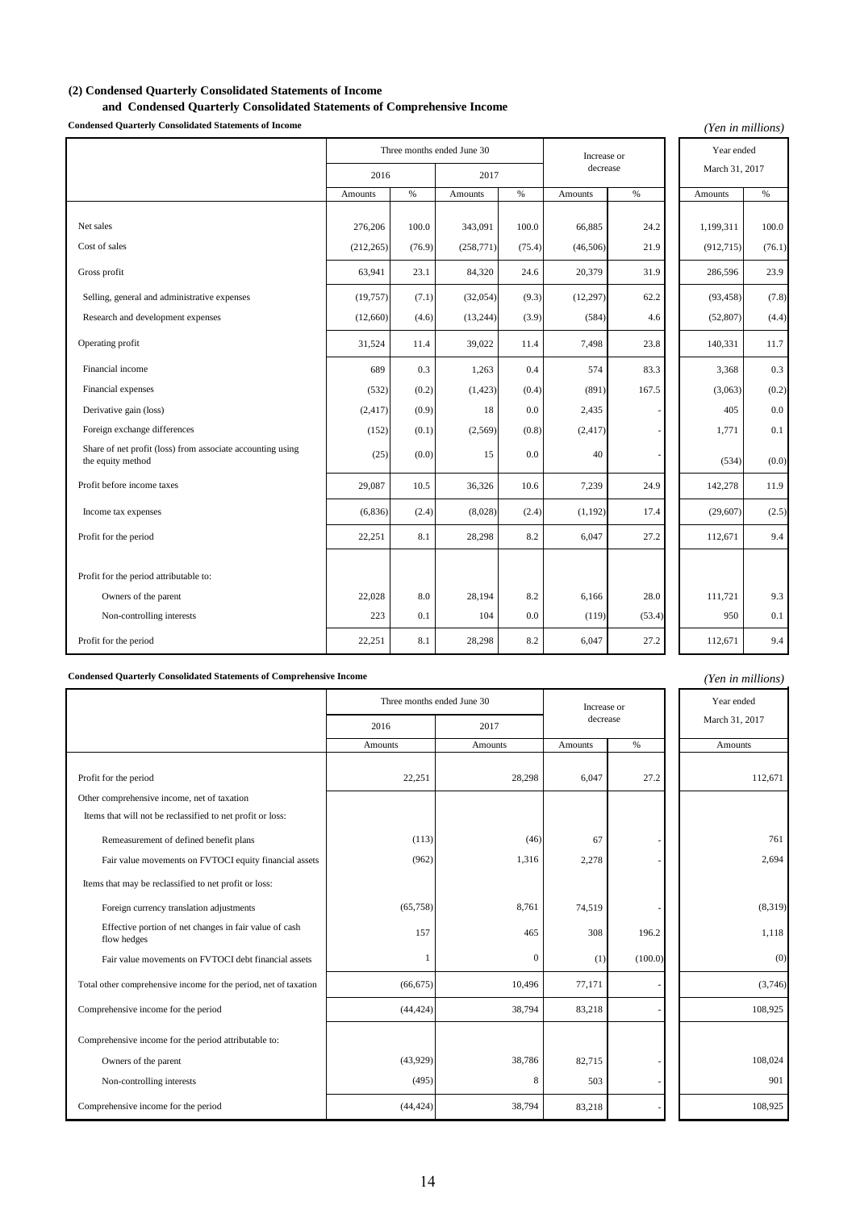### (2) Condensed Quarterly Consolidated Statements of Income and Condensed Quarterly Consolidated Statements of Comprehensive Income

**Condensed Quarterly Consolidated Statements of Income**

*(Yen in millions)*

| | Three months ended June 30 | | | | Increase or decrease | | Year ended March 31, 2017 | |
|---|---|---|---|---|---|---|---|---|
| | 2016 | | 2017 | | | | | |
| | Amounts | % | Amounts | % | Amounts | % | Amounts | % |
| Net sales | 276,206 | 100.0 | 343,091 | 100.0 | 66,885 | 24.2 | 1,199,311 | 100.0 |
| Cost of sales | (212,265) | (76.9) | (258,771) | (75.4) | (46,506) | 21.9 | (912,715) | (76.1) |
| Gross profit | 63,941 | 23.1 | 84,320 | 24.6 | 20,379 | 31.9 | 286,596 | 23.9 |
| Selling, general and administrative expenses | (19,757) | (7.1) | (32,054) | (9.3) | (12,297) | 62.2 | (93,458) | (7.8) |
| Research and development expenses | (12,660) | (4.6) | (13,244) | (3.9) | (584) | 4.6 | (52,807) | (4.4) |
| Operating profit | 31,524 | 11.4 | 39,022 | 11.4 | 7,498 | 23.8 | 140,331 | 11.7 |
| Financial income | 689 | 0.3 | 1,263 | 0.4 | 574 | 83.3 | 3,368 | 0.3 |
| Financial expenses | (532) | (0.2) | (1,423) | (0.4) | (891) | 167.5 | (3,063) | (0.2) |
| Derivative gain (loss) | (2,417) | (0.9) | 18 | 0.0 | 2,435 | - | 405 | 0.0 |
| Foreign exchange differences | (152) | (0.1) | (2,569) | (0.8) | (2,417) | - | 1,771 | 0.1 |
| Share of net profit (loss) from associate accounting using the equity method | (25) | (0.0) | 15 | 0.0 | 40 | - | (534) | (0.0) |
| Profit before income taxes | 29,087 | 10.5 | 36,326 | 10.6 | 7,239 | 24.9 | 142,278 | 11.9 |
| Income tax expenses | (6,836) | (2.4) | (8,028) | (2.4) | (1,192) | 17.4 | (29,607) | (2.5) |
| Profit for the period | 22,251 | 8.1 | 28,298 | 8.2 | 6,047 | 27.2 | 112,671 | 9.4 |
| Profit for the period attributable to: | | | | | | | | |
| Owners of the parent | 22,028 | 8.0 | 28,194 | 8.2 | 6,166 | 28.0 | 111,721 | 9.3 |
| Non-controlling interests | 223 | 0.1 | 104 | 0.0 | (119) | (53.4) | 950 | 0.1 |
| Profit for the period | 22,251 | 8.1 | 28,298 | 8.2 | 6,047 | 27.2 | 112,671 | 9.4 |

**Condensed Quarterly Consolidated Statements of Comprehensive Income**

*(Yen in millions)*

| | Three months ended June 30 | | Increase or decrease | | Year ended March 31, 2017 |
|---|---|---|---|---|---|
| | 2016 | 2017 | | | |
| | Amounts | Amounts | Amounts | % | Amounts |
| Profit for the period | 22,251 | 28,298 | 6,047 | 27.2 | 112,671 |
| Other comprehensive income, net of taxation | | | | | |
| Items that will not be reclassified to net profit or loss: | | | | | |
| Remeasurement of defined benefit plans | (113) | (46) | 67 | - | 761 |
| Fair value movements on FVTOCI equity financial assets | (962) | 1,316 | 2,278 | - | 2,694 |
| Items that may be reclassified to net profit or loss: | | | | | |
| Foreign currency translation adjustments | (65,758) | 8,761 | 74,519 | - | (8,319) |
| Effective portion of net changes in fair value of cash flow hedges | 157 | 465 | 308 | 196.2 | 1,118 |
| Fair value movements on FVTOCI debt financial assets | 1 | 0 | (1) | (100.0) | (0) |
| Total other comprehensive income for the period, net of taxation | (66,675) | 10,496 | 77,171 | - | (3,746) |
| Comprehensive income for the period | (44,424) | 38,794 | 83,218 | - | 108,925 |
| Comprehensive income for the period attributable to: | | | | | |
| Owners of the parent | (43,929) | 38,786 | 82,715 | - | 108,024 |
| Non-controlling interests | (495) | 8 | 503 | - | 901 |
| Comprehensive income for the period | (44,424) | 38,794 | 83,218 | - | 108,925 |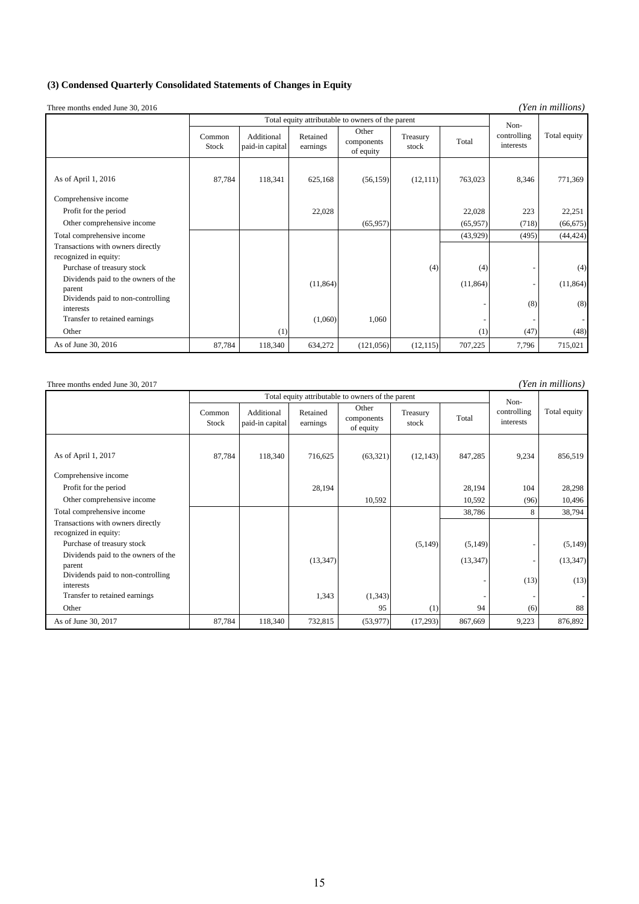### (3) Condensed Quarterly Consolidated Statements of Changes in Equity

Three months ended June 30, 2016 *(Yen in millions)*

| | Total equity attributable to owners of the parent | | | | | | Non-controlling interests | Total equity |
|---|---|---|---|---|---|---|---|---|
| | Common Stock | Additional paid-in capital | Retained earnings | Other components of equity | Treasury stock | Total | | |
| As of April 1, 2016 | 87,784 | 118,341 | 625,168 | (56,159) | (12,111) | 763,023 | 8,346 | 771,369 |
| Comprehensive income | | | | | | | | |
| Profit for the period | | | 22,028 | | | 22,028 | 223 | 22,251 |
| Other comprehensive income | | | | (65,957) | | (65,957) | (718) | (66,675) |
| Total comprehensive income | | | | | | (43,929) | (495) | (44,424) |
| Transactions with owners directly recognized in equity: | | | | | | | | |
| Purchase of treasury stock | | | | | (4) | (4) | - | (4) |
| Dividends paid to the owners of the parent | | | (11,864) | | | (11,864) | - | (11,864) |
| Dividends paid to non-controlling interests | | | | | | - | (8) | (8) |
| Transfer to retained earnings | | | (1,060) | 1,060 | | - | - | - |
| Other | | (1) | | | | (1) | (47) | (48) |
| As of June 30, 2016 | 87,784 | 118,340 | 634,272 | (121,056) | (12,115) | 707,225 | 7,796 | 715,021 |

Three months ended June 30, 2017 *(Yen in millions)*

| | Total equity attributable to owners of the parent | | | | | | Non-controlling interests | Total equity |
|---|---|---|---|---|---|---|---|---|
| | Common Stock | Additional paid-in capital | Retained earnings | Other components of equity | Treasury stock | Total | | |
| As of April 1, 2017 | 87,784 | 118,340 | 716,625 | (63,321) | (12,143) | 847,285 | 9,234 | 856,519 |
| Comprehensive income | | | | | | | | |
| Profit for the period | | | 28,194 | | | 28,194 | 104 | 28,298 |
| Other comprehensive income | | | | 10,592 | | 10,592 | (96) | 10,496 |
| Total comprehensive income | | | | | | 38,786 | 8 | 38,794 |
| Transactions with owners directly recognized in equity: | | | | | | | | |
| Purchase of treasury stock | | | | | (5,149) | (5,149) | - | (5,149) |
| Dividends paid to the owners of the parent | | | (13,347) | | | (13,347) | - | (13,347) |
| Dividends paid to non-controlling interests | | | | | | - | (13) | (13) |
| Transfer to retained earnings | | | 1,343 | (1,343) | | - | - | - |
| Other | | | | 95 | (1) | 94 | (6) | 88 |
| As of June 30, 2017 | 87,784 | 118,340 | 732,815 | (53,977) | (17,293) | 867,669 | 9,223 | 876,892 |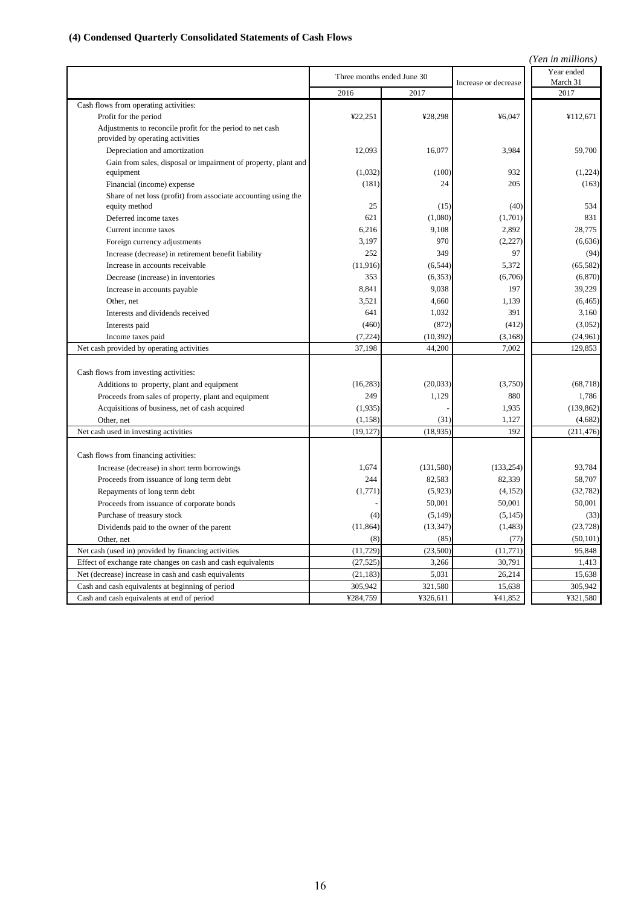### (4) Condensed Quarterly Consolidated Statements of Cash Flows

*(Yen in millions)*

| | Three months ended June 30 | | Increase or decrease | Year ended March 31 |
|---|---|---|---|---|
| | 2016 | 2017 | | 2017 |
| Cash flows from operating activities: | | | | |
| Profit for the period | ¥22,251 | ¥28,298 | ¥6,047 | ¥112,671 |
| Adjustments to reconcile profit for the period to net cash provided by operating activities | | | | |
| Depreciation and amortization | 12,093 | 16,077 | 3,984 | 59,700 |
| Gain from sales, disposal or impairment of property, plant and equipment | (1,032) | (100) | 932 | (1,224) |
| Financial (income) expense | (181) | 24 | 205 | (163) |
| Share of net loss (profit) from associate accounting using the equity method | 25 | (15) | (40) | 534 |
| Deferred income taxes | 621 | (1,080) | (1,701) | 831 |
| Current income taxes | 6,216 | 9,108 | 2,892 | 28,775 |
| Foreign currency adjustments | 3,197 | 970 | (2,227) | (6,636) |
| Increase (decrease) in retirement benefit liability | 252 | 349 | 97 | (94) |
| Increase in accounts receivable | (11,916) | (6,544) | 5,372 | (65,582) |
| Decrease (increase) in inventories | 353 | (6,353) | (6,706) | (6,870) |
| Increase in accounts payable | 8,841 | 9,038 | 197 | 39,229 |
| Other, net | 3,521 | 4,660 | 1,139 | (6,465) |
| Interests and dividends received | 641 | 1,032 | 391 | 3,160 |
| Interests paid | (460) | (872) | (412) | (3,052) |
| Income taxes paid | (7,224) | (10,392) | (3,168) | (24,961) |
| Net cash provided by operating activities | 37,198 | 44,200 | 7,002 | 129,853 |
| Cash flows from investing activities: | | | | |
| Additions to property, plant and equipment | (16,283) | (20,033) | (3,750) | (68,718) |
| Proceeds from sales of property, plant and equipment | 249 | 1,129 | 880 | 1,786 |
| Acquisitions of business, net of cash acquired | (1,935) | - | 1,935 | (139,862) |
| Other, net | (1,158) | (31) | 1,127 | (4,682) |
| Net cash used in investing activities | (19,127) | (18,935) | 192 | (211,476) |
| Cash flows from financing activities: | | | | |
| Increase (decrease) in short term borrowings | 1,674 | (131,580) | (133,254) | 93,784 |
| Proceeds from issuance of long term debt | 244 | 82,583 | 82,339 | 58,707 |
| Repayments of long term debt | (1,771) | (5,923) | (4,152) | (32,782) |
| Proceeds from issuance of corporate bonds | - | 50,001 | 50,001 | 50,001 |
| Purchase of treasury stock | (4) | (5,149) | (5,145) | (33) |
| Dividends paid to the owner of the parent | (11,864) | (13,347) | (1,483) | (23,728) |
| Other, net | (8) | (85) | (77) | (50,101) |
| Net cash (used in) provided by financing activities | (11,729) | (23,500) | (11,771) | 95,848 |
| Effect of exchange rate changes on cash and cash equivalents | (27,525) | 3,266 | 30,791 | 1,413 |
| Net (decrease) increase in cash and cash equivalents | (21,183) | 5,031 | 26,214 | 15,638 |
| Cash and cash equivalents at beginning of period | 305,942 | 321,580 | 15,638 | 305,942 |
| Cash and cash equivalents at end of period | ¥284,759 | ¥326,611 | ¥41,852 | ¥321,580 |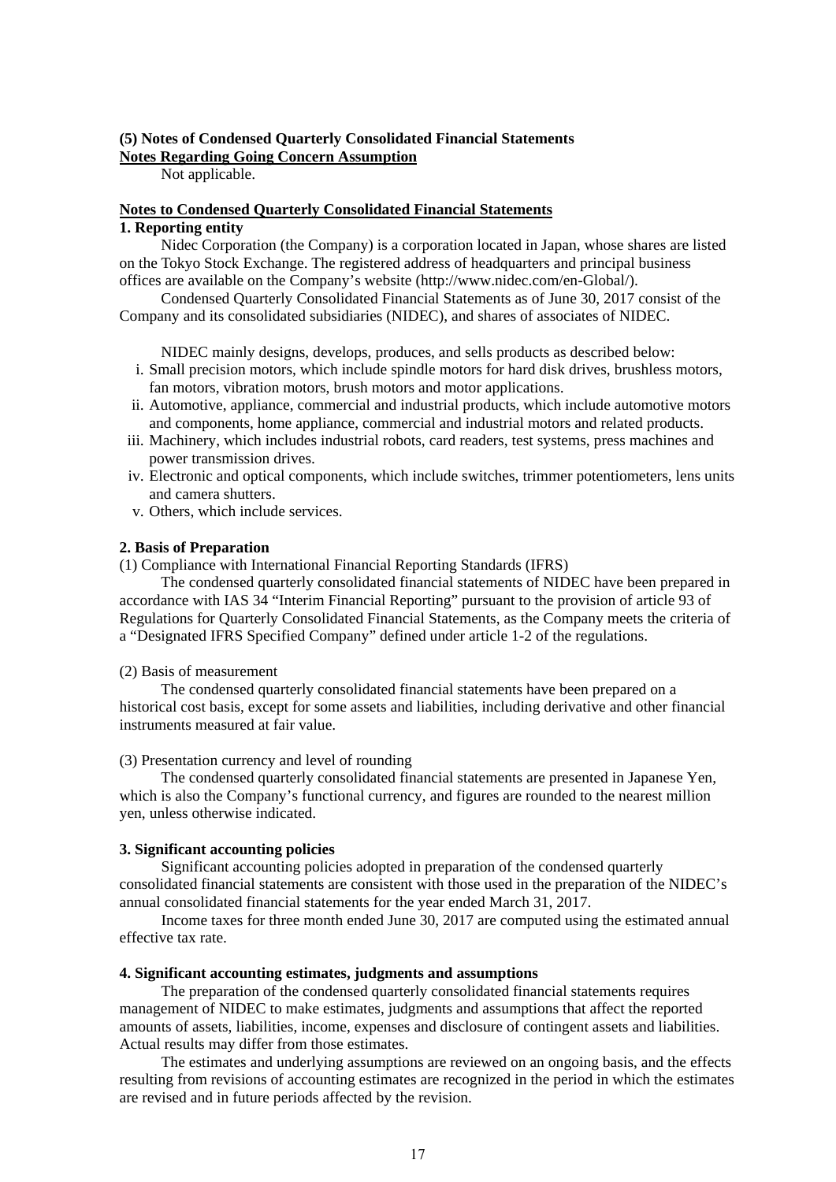**(5) Notes of Condensed Quarterly Consolidated Financial Statements**

**Notes Regarding Going Concern Assumption**

Not applicable.

**Notes to Condensed Quarterly Consolidated Financial Statements**

**1. Reporting entity**

Nidec Corporation (the Company) is a corporation located in Japan, whose shares are listed on the Tokyo Stock Exchange. The registered address of headquarters and principal business offices are available on the Company's website (http://www.nidec.com/en-Global/).

Condensed Quarterly Consolidated Financial Statements as of June 30, 2017 consist of the Company and its consolidated subsidiaries (NIDEC), and shares of associates of NIDEC.

NIDEC mainly designs, develops, produces, and sells products as described below:

i. Small precision motors, which include spindle motors for hard disk drives, brushless motors, fan motors, vibration motors, brush motors and motor applications.
ii. Automotive, appliance, commercial and industrial products, which include automotive motors and components, home appliance, commercial and industrial motors and related products.
iii. Machinery, which includes industrial robots, card readers, test systems, press machines and power transmission drives.
iv. Electronic and optical components, which include switches, trimmer potentiometers, lens units and camera shutters.
v. Others, which include services.

**2. Basis of Preparation**

(1) Compliance with International Financial Reporting Standards (IFRS)

The condensed quarterly consolidated financial statements of NIDEC have been prepared in accordance with IAS 34 "Interim Financial Reporting" pursuant to the provision of article 93 of Regulations for Quarterly Consolidated Financial Statements, as the Company meets the criteria of a "Designated IFRS Specified Company" defined under article 1-2 of the regulations.

(2) Basis of measurement

The condensed quarterly consolidated financial statements have been prepared on a historical cost basis, except for some assets and liabilities, including derivative and other financial instruments measured at fair value.

(3) Presentation currency and level of rounding

The condensed quarterly consolidated financial statements are presented in Japanese Yen, which is also the Company's functional currency, and figures are rounded to the nearest million yen, unless otherwise indicated.

**3. Significant accounting policies**

Significant accounting policies adopted in preparation of the condensed quarterly consolidated financial statements are consistent with those used in the preparation of the NIDEC's annual consolidated financial statements for the year ended March 31, 2017.

Income taxes for three month ended June 30, 2017 are computed using the estimated annual effective tax rate.

**4. Significant accounting estimates, judgments and assumptions**

The preparation of the condensed quarterly consolidated financial statements requires management of NIDEC to make estimates, judgments and assumptions that affect the reported amounts of assets, liabilities, income, expenses and disclosure of contingent assets and liabilities. Actual results may differ from those estimates.

The estimates and underlying assumptions are reviewed on an ongoing basis, and the effects resulting from revisions of accounting estimates are recognized in the period in which the estimates are revised and in future periods affected by the revision.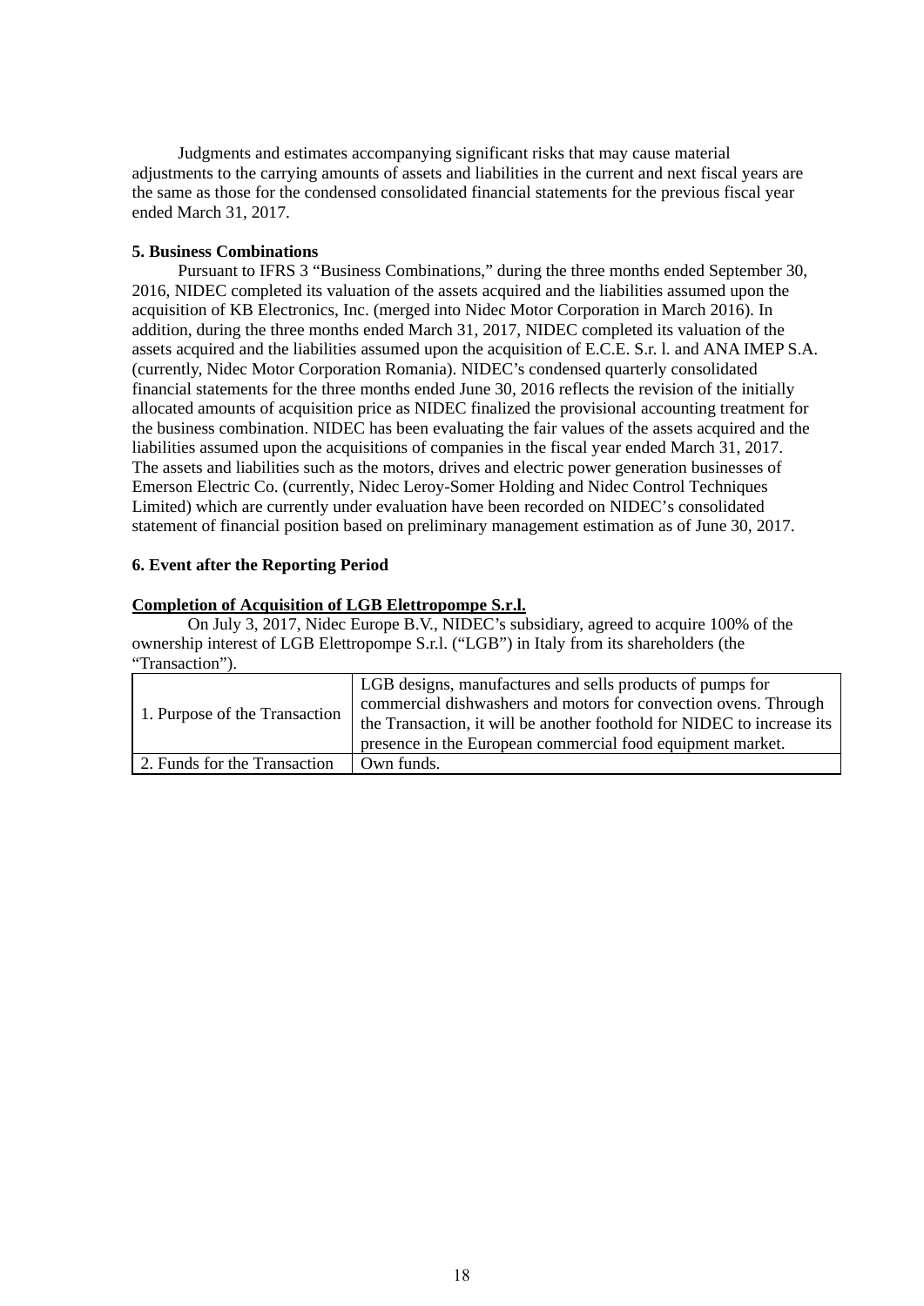Judgments and estimates accompanying significant risks that may cause material adjustments to the carrying amounts of assets and liabilities in the current and next fiscal years are the same as those for the condensed consolidated financial statements for the previous fiscal year ended March 31, 2017.

**5. Business Combinations**

Pursuant to IFRS 3 "Business Combinations," during the three months ended September 30, 2016, NIDEC completed its valuation of the assets acquired and the liabilities assumed upon the acquisition of KB Electronics, Inc. (merged into Nidec Motor Corporation in March 2016). In addition, during the three months ended March 31, 2017, NIDEC completed its valuation of the assets acquired and the liabilities assumed upon the acquisition of E.C.E. S.r. l. and ANA IMEP S.A. (currently, Nidec Motor Corporation Romania). NIDEC's condensed quarterly consolidated financial statements for the three months ended June 30, 2016 reflects the revision of the initially allocated amounts of acquisition price as NIDEC finalized the provisional accounting treatment for the business combination. NIDEC has been evaluating the fair values of the assets acquired and the liabilities assumed upon the acquisitions of companies in the fiscal year ended March 31, 2017. The assets and liabilities such as the motors, drives and electric power generation businesses of Emerson Electric Co. (currently, Nidec Leroy-Somer Holding and Nidec Control Techniques Limited) which are currently under evaluation have been recorded on NIDEC's consolidated statement of financial position based on preliminary management estimation as of June 30, 2017.

**6. Event after the Reporting Period**

**Completion of Acquisition of LGB Elettropompe S.r.l.**

On July 3, 2017, Nidec Europe B.V., NIDEC's subsidiary, agreed to acquire 100% of the ownership interest of LGB Elettropompe S.r.l. ("LGB") in Italy from its shareholders (the "Transaction").

| | |
|---|---|
| 1. Purpose of the Transaction | LGB designs, manufactures and sells products of pumps for commercial dishwashers and motors for convection ovens. Through the Transaction, it will be another foothold for NIDEC to increase its presence in the European commercial food equipment market. |
| 2. Funds for the Transaction | Own funds. |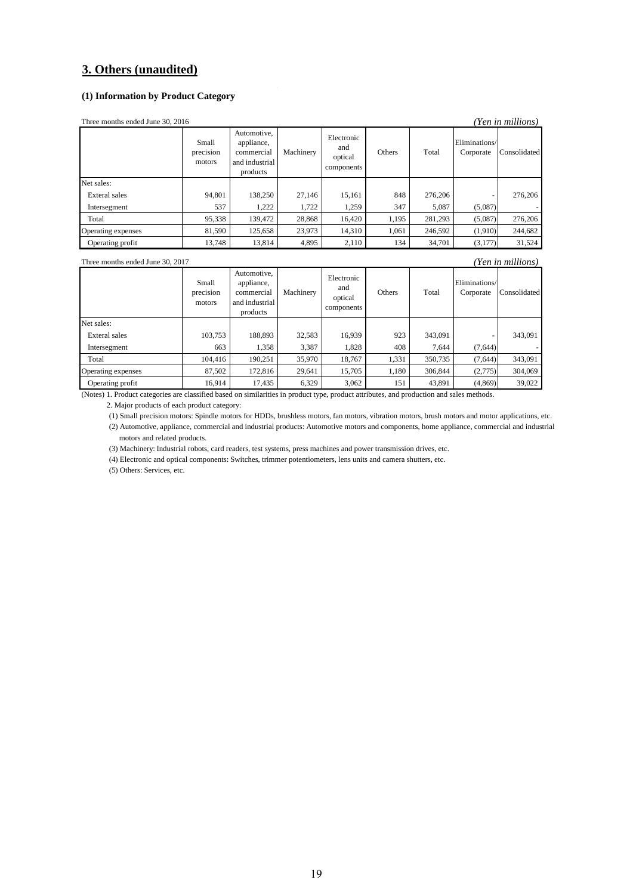## 3. Others (unaudited)

### (1) Information by Product Category

Three months ended June 30, 2016 *(Yen in millions)*

| | Small precision motors | Automotive, appliance, commercial and industrial products | Machinery | Electronic and optical components | Others | Total | Eliminations/ Corporate | Consolidated |
|---|---|---|---|---|---|---|---|---|
| Net sales: | | | | | | | | |
| Exteral sales | 94,801 | 138,250 | 27,146 | 15,161 | 848 | 276,206 | - | 276,206 |
| Intersegment | 537 | 1,222 | 1,722 | 1,259 | 347 | 5,087 | (5,087) | - |
| Total | 95,338 | 139,472 | 28,868 | 16,420 | 1,195 | 281,293 | (5,087) | 276,206 |
| Operating expenses | 81,590 | 125,658 | 23,973 | 14,310 | 1,061 | 246,592 | (1,910) | 244,682 |
| Operating profit | 13,748 | 13,814 | 4,895 | 2,110 | 134 | 34,701 | (3,177) | 31,524 |

Three months ended June 30, 2017 *(Yen in millions)*

| | Small precision motors | Automotive, appliance, commercial and industrial products | Machinery | Electronic and optical components | Others | Total | Eliminations/ Corporate | Consolidated |
|---|---|---|---|---|---|---|---|---|
| Net sales: | | | | | | | | |
| Exteral sales | 103,753 | 188,893 | 32,583 | 16,939 | 923 | 343,091 | - | 343,091 |
| Intersegment | 663 | 1,358 | 3,387 | 1,828 | 408 | 7,644 | (7,644) | - |
| Total | 104,416 | 190,251 | 35,970 | 18,767 | 1,331 | 350,735 | (7,644) | 343,091 |
| Operating expenses | 87,502 | 172,816 | 29,641 | 15,705 | 1,180 | 306,844 | (2,775) | 304,069 |
| Operating profit | 16,914 | 17,435 | 6,329 | 3,062 | 151 | 43,891 | (4,869) | 39,022 |

(Notes) 1. Product categories are classified based on similarities in product type, product attributes, and production and sales methods.

2. Major products of each product category:

(1) Small precision motors: Spindle motors for HDDs, brushless motors, fan motors, vibration motors, brush motors and motor applications, etc.

(2) Automotive, appliance, commercial and industrial products: Automotive motors and components, home appliance, commercial and industrial motors and related products.

(3) Machinery: Industrial robots, card readers, test systems, press machines and power transmission drives, etc.

(4) Electronic and optical components: Switches, trimmer potentiometers, lens units and camera shutters, etc.

(5) Others: Services, etc.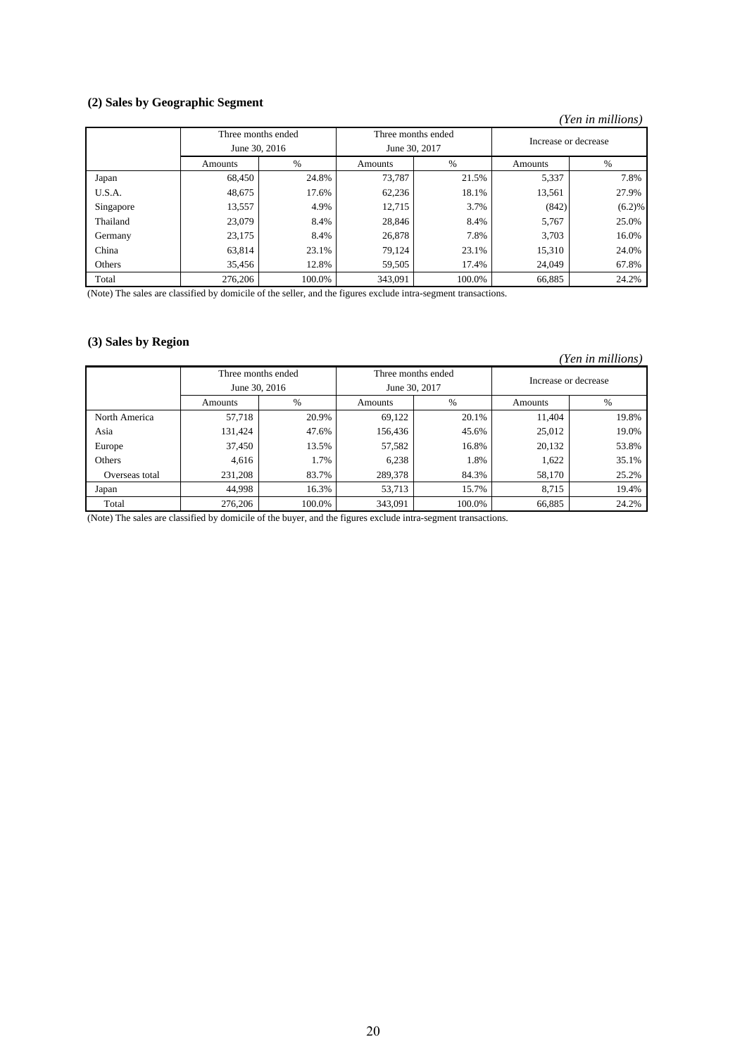### (2) Sales by Geographic Segment

*(Yen in millions)*

| | Three months ended June 30, 2016 | | Three months ended June 30, 2017 | | Increase or decrease | |
|---|---|---|---|---|---|---|
| | Amounts | % | Amounts | % | Amounts | % |
| Japan | 68,450 | 24.8% | 73,787 | 21.5% | 5,337 | 7.8% |
| U.S.A. | 48,675 | 17.6% | 62,236 | 18.1% | 13,561 | 27.9% |
| Singapore | 13,557 | 4.9% | 12,715 | 3.7% | (842) | (6.2)% |
| Thailand | 23,079 | 8.4% | 28,846 | 8.4% | 5,767 | 25.0% |
| Germany | 23,175 | 8.4% | 26,878 | 7.8% | 3,703 | 16.0% |
| China | 63,814 | 23.1% | 79,124 | 23.1% | 15,310 | 24.0% |
| Others | 35,456 | 12.8% | 59,505 | 17.4% | 24,049 | 67.8% |
| Total | 276,206 | 100.0% | 343,091 | 100.0% | 66,885 | 24.2% |

(Note) The sales are classified by domicile of the seller, and the figures exclude intra-segment transactions.

### (3) Sales by Region

*(Yen in millions)*

| | Three months ended June 30, 2016 | | Three months ended June 30, 2017 | | Increase or decrease | |
|---|---|---|---|---|---|---|
| | Amounts | % | Amounts | % | Amounts | % |
| North America | 57,718 | 20.9% | 69,122 | 20.1% | 11,404 | 19.8% |
| Asia | 131,424 | 47.6% | 156,436 | 45.6% | 25,012 | 19.0% |
| Europe | 37,450 | 13.5% | 57,582 | 16.8% | 20,132 | 53.8% |
| Others | 4,616 | 1.7% | 6,238 | 1.8% | 1,622 | 35.1% |
| Overseas total | 231,208 | 83.7% | 289,378 | 84.3% | 58,170 | 25.2% |
| Japan | 44,998 | 16.3% | 53,713 | 15.7% | 8,715 | 19.4% |
| Total | 276,206 | 100.0% | 343,091 | 100.0% | 66,885 | 24.2% |

(Note) The sales are classified by domicile of the buyer, and the figures exclude intra-segment transactions.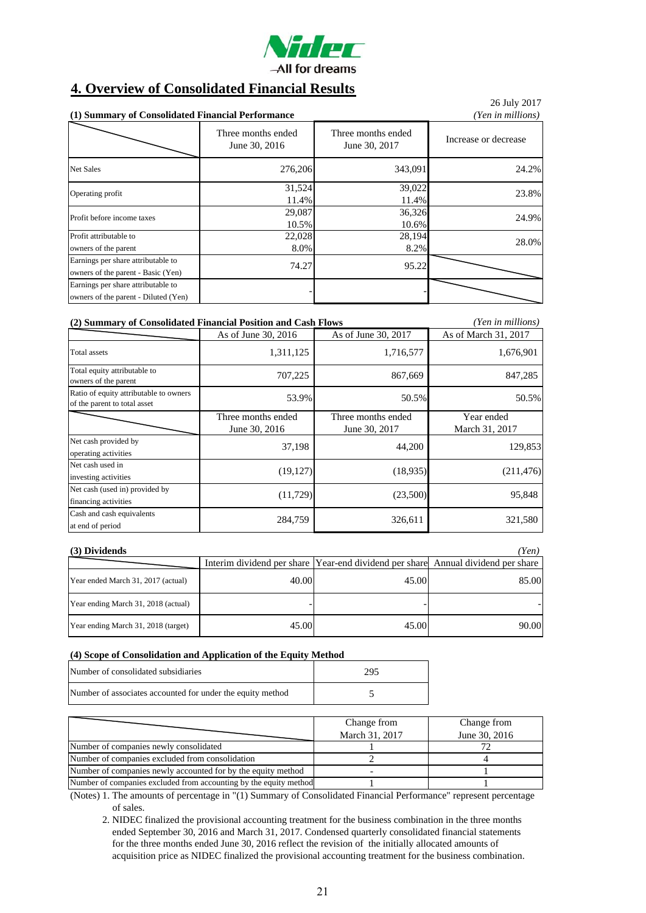Nidec
All for dreams

# 4. Overview of Consolidated Financial Results

26 July 2017

### (1) Summary of Consolidated Financial Performance

*(Yen in millions)*

| | Three months ended June 30, 2016 | Three months ended June 30, 2017 | Increase or decrease |
|---|---|---|---|
| Net Sales | 276,206 | 343,091 | 24.2% |
| Operating profit | 31,524<br>11.4% | 39,022<br>11.4% | 23.8% |
| Profit before income taxes | 29,087<br>10.5% | 36,326<br>10.6% | 24.9% |
| Profit attributable to owners of the parent | 22,028<br>8.0% | 28,194<br>8.2% | 28.0% |
| Earnings per share attributable to owners of the parent - Basic (Yen) | 74.27 | 95.22 | |
| Earnings per share attributable to owners of the parent - Diluted (Yen) | - | - | |

### (2) Summary of Consolidated Financial Position and Cash Flows

*(Yen in millions)*

| | As of June 30, 2016 | As of June 30, 2017 | As of March 31, 2017 |
|---|---|---|---|
| Total assets | 1,311,125 | 1,716,577 | 1,676,901 |
| Total equity attributable to owners of the parent | 707,225 | 867,669 | 847,285 |
| Ratio of equity attributable to owners of the parent to total asset | 53.9% | 50.5% | 50.5% |
| | Three months ended June 30, 2016 | Three months ended June 30, 2017 | Year ended March 31, 2017 |
| Net cash provided by operating activities | 37,198 | 44,200 | 129,853 |
| Net cash used in investing activities | (19,127) | (18,935) | (211,476) |
| Net cash (used in) provided by financing activities | (11,729) | (23,500) | 95,848 |
| Cash and cash equivalents at end of period | 284,759 | 326,611 | 321,580 |

### (3) Dividends

*(Yen)*

| | Interim dividend per share | Year-end dividend per share | Annual dividend per share |
|---|---|---|---|
| Year ended March 31, 2017 (actual) | 40.00 | 45.00 | 85.00 |
| Year ending March 31, 2018 (actual) | - | - | - |
| Year ending March 31, 2018 (target) | 45.00 | 45.00 | 90.00 |

### (4) Scope of Consolidation and Application of the Equity Method

| | |
|---|---|
| Number of consolidated subsidiaries | 295 |
| Number of associates accounted for under the equity method | 5 |

| | Change from March 31, 2017 | Change from June 30, 2016 |
|---|---|---|
| Number of companies newly consolidated | 1 | 72 |
| Number of companies excluded from consolidation | 2 | 4 |
| Number of companies newly accounted for by the equity method | - | 1 |
| Number of companies excluded from accounting by the equity method | 1 | 1 |

(Notes) 1. The amounts of percentage in "(1) Summary of Consolidated Financial Performance" represent percentage of sales.

2. NIDEC finalized the provisional accounting treatment for the business combination in the three months ended September 30, 2016 and March 31, 2017. Condensed quarterly consolidated financial statements for the three months ended June 30, 2016 reflect the revision of the initially allocated amounts of acquisition price as NIDEC finalized the provisional accounting treatment for the business combination.